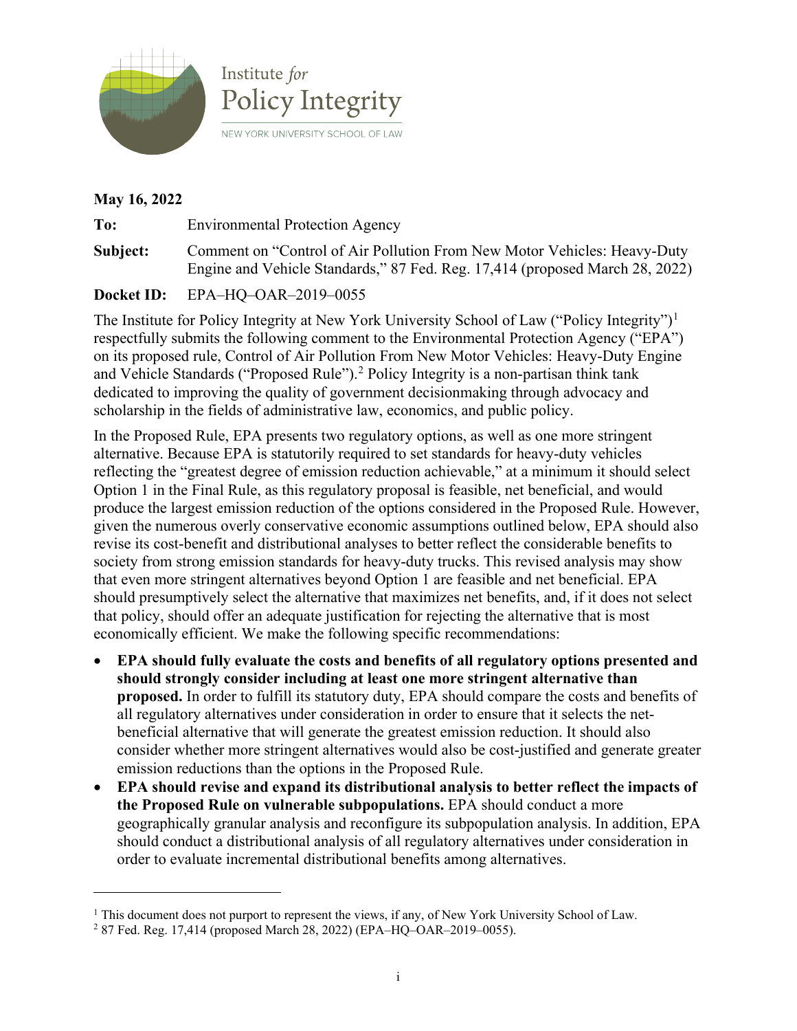Institute *for* Policy Integrity

NEW YORK UNIVERSITY SCHOOL OF LAW

**May 16, 2022**

**To:** Environmental Protection Agency

**Subject:** Comment on "Control of Air Pollution From New Motor Vehicles: Heavy-Duty Engine and Vehicle Standards," 87 Fed. Reg. 17,414 (proposed March 28, 2022)

**Docket ID:** EPA–HQ–OAR–2019–0055

The Institute for Policy Integrity at New York University School of Law ("Policy Integrity")[1] respectfully submits the following comment to the Environmental Protection Agency ("EPA") on its proposed rule, Control of Air Pollution From New Motor Vehicles: Heavy-Duty Engine and Vehicle Standards ("Proposed Rule").[2] Policy Integrity is a non-partisan think tank dedicated to improving the quality of government decisionmaking through advocacy and scholarship in the fields of administrative law, economics, and public policy.

In the Proposed Rule, EPA presents two regulatory options, as well as one more stringent alternative. Because EPA is statutorily required to set standards for heavy-duty vehicles reflecting the "greatest degree of emission reduction achievable," at a minimum it should select Option 1 in the Final Rule, as this regulatory proposal is feasible, net beneficial, and would produce the largest emission reduction of the options considered in the Proposed Rule. However, given the numerous overly conservative economic assumptions outlined below, EPA should also revise its cost-benefit and distributional analyses to better reflect the considerable benefits to society from strong emission standards for heavy-duty trucks. This revised analysis may show that even more stringent alternatives beyond Option 1 are feasible and net beneficial. EPA should presumptively select the alternative that maximizes net benefits, and, if it does not select that policy, should offer an adequate justification for rejecting the alternative that is most economically efficient. We make the following specific recommendations:

- **EPA should fully evaluate the costs and benefits of all regulatory options presented and should strongly consider including at least one more stringent alternative than proposed.** In order to fulfill its statutory duty, EPA should compare the costs and benefits of all regulatory alternatives under consideration in order to ensure that it selects the net-beneficial alternative that will generate the greatest emission reduction. It should also consider whether more stringent alternatives would also be cost-justified and generate greater emission reductions than the options in the Proposed Rule.
- **EPA should revise and expand its distributional analysis to better reflect the impacts of the Proposed Rule on vulnerable subpopulations.** EPA should conduct a more geographically granular analysis and reconfigure its subpopulation analysis. In addition, EPA should conduct a distributional analysis of all regulatory alternatives under consideration in order to evaluate incremental distributional benefits among alternatives.

---

[1] This document does not purport to represent the views, if any, of New York University School of Law.

[2] 87 Fed. Reg. 17,414 (proposed March 28, 2022) (EPA–HQ–OAR–2019–0055).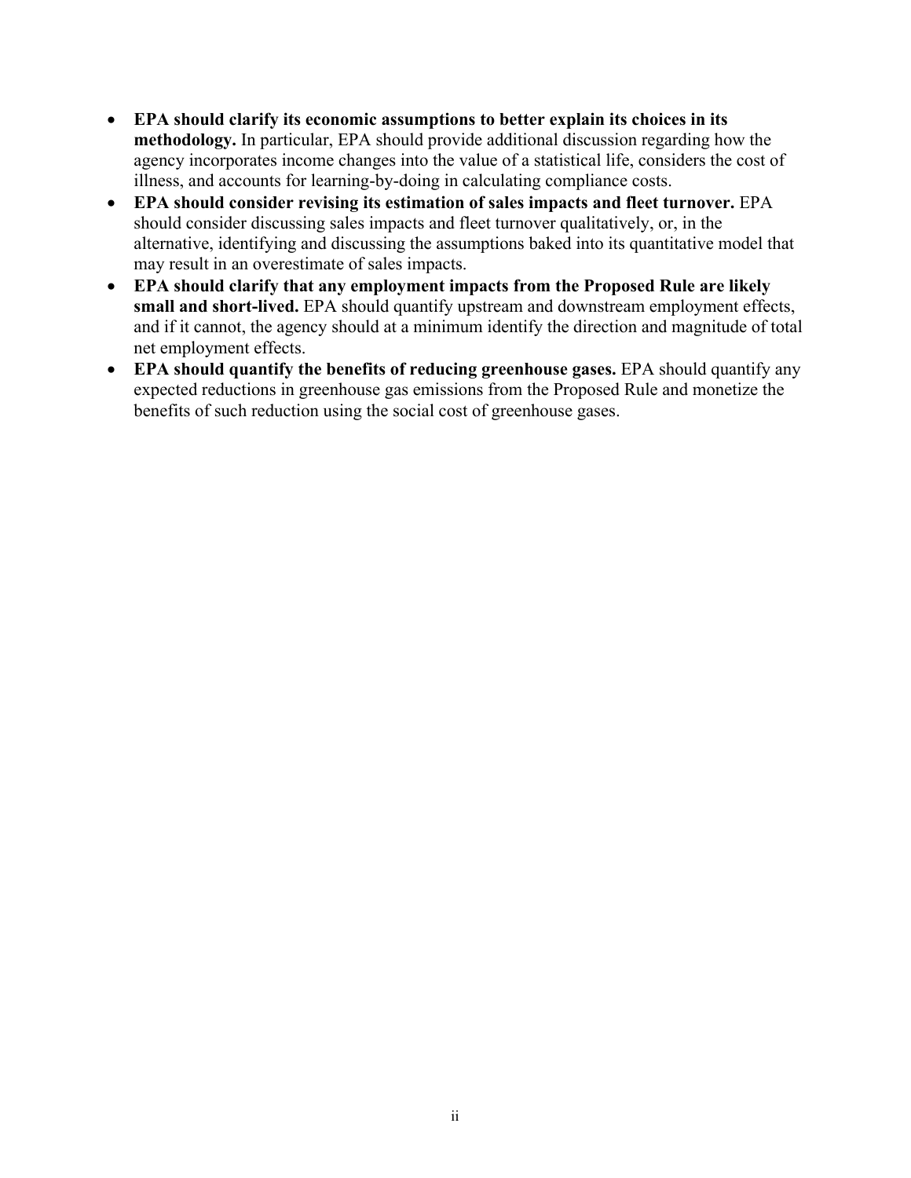- **EPA should clarify its economic assumptions to better explain its choices in its methodology.** In particular, EPA should provide additional discussion regarding how the agency incorporates income changes into the value of a statistical life, considers the cost of illness, and accounts for learning-by-doing in calculating compliance costs.
- **EPA should consider revising its estimation of sales impacts and fleet turnover.** EPA should consider discussing sales impacts and fleet turnover qualitatively, or, in the alternative, identifying and discussing the assumptions baked into its quantitative model that may result in an overestimate of sales impacts.
- **EPA should clarify that any employment impacts from the Proposed Rule are likely small and short-lived.** EPA should quantify upstream and downstream employment effects, and if it cannot, the agency should at a minimum identify the direction and magnitude of total net employment effects.
- **EPA should quantify the benefits of reducing greenhouse gases.** EPA should quantify any expected reductions in greenhouse gas emissions from the Proposed Rule and monetize the benefits of such reduction using the social cost of greenhouse gases.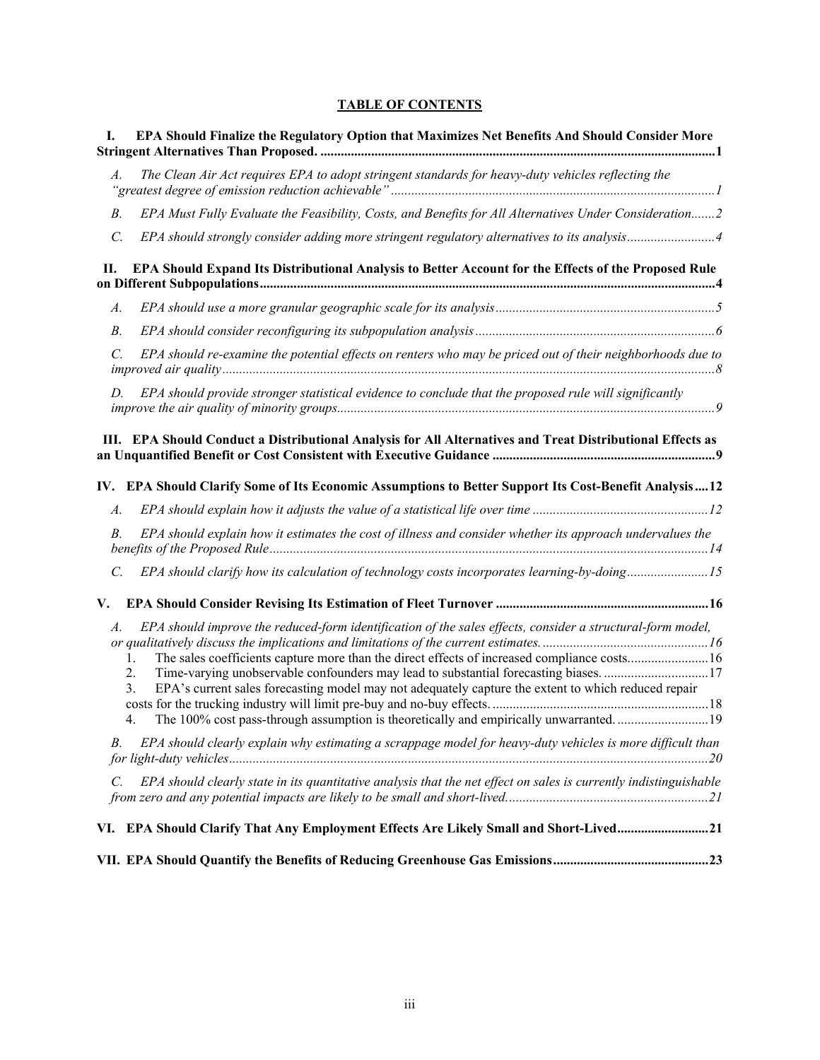**TABLE OF CONTENTS**

**I. EPA Should Finalize the Regulatory Option that Maximizes Net Benefits And Should Consider More Stringent Alternatives Than Proposed. ....................................................................................................................1**

*A. The Clean Air Act requires EPA to adopt stringent standards for heavy-duty vehicles reflecting the "greatest degree of emission reduction achievable" ...............................................................................................1*

*B. EPA Must Fully Evaluate the Feasibility, Costs, and Benefits for All Alternatives Under Consideration.......2*

*C. EPA should strongly consider adding more stringent regulatory alternatives to its analysis..........................4*

**II. EPA Should Expand Its Distributional Analysis to Better Account for the Effects of the Proposed Rule on Different Subpopulations.....................................................................................................................................4**

*A. EPA should use a more granular geographic scale for its analysis................................................................5*

*B. EPA should consider reconfiguring its subpopulation analysis......................................................................6*

*C. EPA should re-examine the potential effects on renters who may be priced out of their neighborhoods due to improved air quality.................................................................................................................................................8*

*D. EPA should provide stronger statistical evidence to conclude that the proposed rule will significantly improve the air quality of minority groups...............................................................................................................9*

**III. EPA Should Conduct a Distributional Analysis for All Alternatives and Treat Distributional Effects as an Unquantified Benefit or Cost Consistent with Executive Guidance .................................................................9**

**IV. EPA Should Clarify Some of Its Economic Assumptions to Better Support Its Cost-Benefit Analysis....12**

*A. EPA should explain how it adjusts the value of a statistical life over time ...................................................12*

*B. EPA should explain how it estimates the cost of illness and consider whether its approach undervalues the benefits of the Proposed Rule.................................................................................................................................14*

*C. EPA should clarify how its calculation of technology costs incorporates learning-by-doing........................15*

**V. EPA Should Consider Revising Its Estimation of Fleet Turnover ..............................................................16**

*A. EPA should improve the reduced-form identification of the sales effects, consider a structural-form model, or qualitatively discuss the implications and limitations of the current estimates.................................................16*

1. The sales coefficients capture more than the direct effects of increased compliance costs........................16
2. Time-varying unobservable confounders may lead to substantial forecasting biases. ...............................17
3. EPA's current sales forecasting model may not adequately capture the extent to which reduced repair costs for the trucking industry will limit pre-buy and no-buy effects. ................................................................18
4. The 100% cost pass-through assumption is theoretically and empirically unwarranted. ...........................19

*B. EPA should clearly explain why estimating a scrappage model for heavy-duty vehicles is more difficult than for light-duty vehicles............................................................................................................................................20*

*C. EPA should clearly state in its quantitative analysis that the net effect on sales is currently indistinguishable from zero and any potential impacts are likely to be small and short-lived...........................................................21*

**VI. EPA Should Clarify That Any Employment Effects Are Likely Small and Short-Lived...........................21**

**VII. EPA Should Quantify the Benefits of Reducing Greenhouse Gas Emissions.............................................23**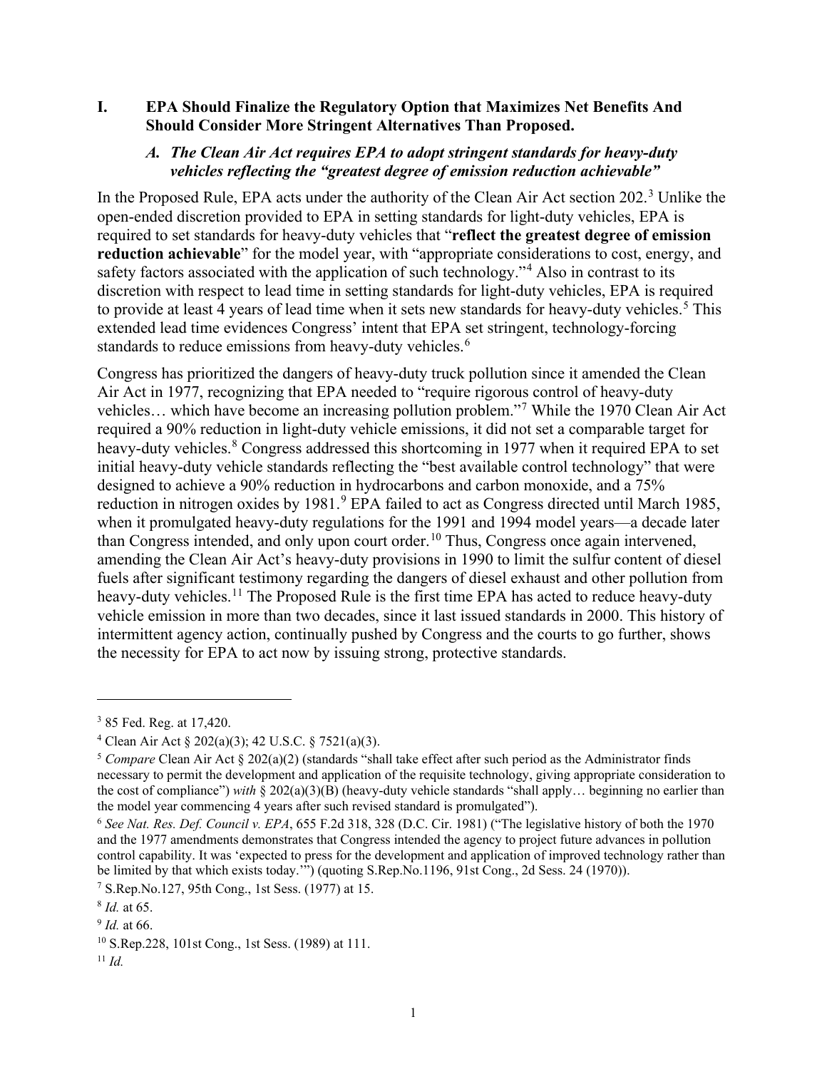## I. EPA Should Finalize the Regulatory Option that Maximizes Net Benefits And Should Consider More Stringent Alternatives Than Proposed.

### *A. The Clean Air Act requires EPA to adopt stringent standards for heavy-duty vehicles reflecting the "greatest degree of emission reduction achievable"*

In the Proposed Rule, EPA acts under the authority of the Clean Air Act section 202.[3] Unlike the open-ended discretion provided to EPA in setting standards for light-duty vehicles, EPA is required to set standards for heavy-duty vehicles that "**reflect the greatest degree of emission reduction achievable**" for the model year, with "appropriate considerations to cost, energy, and safety factors associated with the application of such technology."[4] Also in contrast to its discretion with respect to lead time in setting standards for light-duty vehicles, EPA is required to provide at least 4 years of lead time when it sets new standards for heavy-duty vehicles.[5] This extended lead time evidences Congress' intent that EPA set stringent, technology-forcing standards to reduce emissions from heavy-duty vehicles.[6]

Congress has prioritized the dangers of heavy-duty truck pollution since it amended the Clean Air Act in 1977, recognizing that EPA needed to "require rigorous control of heavy-duty vehicles… which have become an increasing pollution problem."[7] While the 1970 Clean Air Act required a 90% reduction in light-duty vehicle emissions, it did not set a comparable target for heavy-duty vehicles.[8] Congress addressed this shortcoming in 1977 when it required EPA to set initial heavy-duty vehicle standards reflecting the "best available control technology" that were designed to achieve a 90% reduction in hydrocarbons and carbon monoxide, and a 75% reduction in nitrogen oxides by 1981.[9] EPA failed to act as Congress directed until March 1985, when it promulgated heavy-duty regulations for the 1991 and 1994 model years—a decade later than Congress intended, and only upon court order.[10] Thus, Congress once again intervened, amending the Clean Air Act's heavy-duty provisions in 1990 to limit the sulfur content of diesel fuels after significant testimony regarding the dangers of diesel exhaust and other pollution from heavy-duty vehicles.[11] The Proposed Rule is the first time EPA has acted to reduce heavy-duty vehicle emission in more than two decades, since it last issued standards in 2000. This history of intermittent agency action, continually pushed by Congress and the courts to go further, shows the necessity for EPA to act now by issuing strong, protective standards.

---

[3] 85 Fed. Reg. at 17,420.

[4] Clean Air Act § 202(a)(3); 42 U.S.C. § 7521(a)(3).

[5] *Compare* Clean Air Act § 202(a)(2) (standards "shall take effect after such period as the Administrator finds necessary to permit the development and application of the requisite technology, giving appropriate consideration to the cost of compliance") *with* § 202(a)(3)(B) (heavy-duty vehicle standards "shall apply… beginning no earlier than the model year commencing 4 years after such revised standard is promulgated").

[6] *See Nat. Res. Def. Council v. EPA*, 655 F.2d 318, 328 (D.C. Cir. 1981) ("The legislative history of both the 1970 and the 1977 amendments demonstrates that Congress intended the agency to project future advances in pollution control capability. It was 'expected to press for the development and application of improved technology rather than be limited by that which exists today.'") (quoting S.Rep.No.1196, 91st Cong., 2d Sess. 24 (1970)).

[7] S.Rep.No.127, 95th Cong., 1st Sess. (1977) at 15.

[8] *Id.* at 65.

[9] *Id.* at 66.

[10] S.Rep.228, 101st Cong., 1st Sess. (1989) at 111.

[11] *Id.*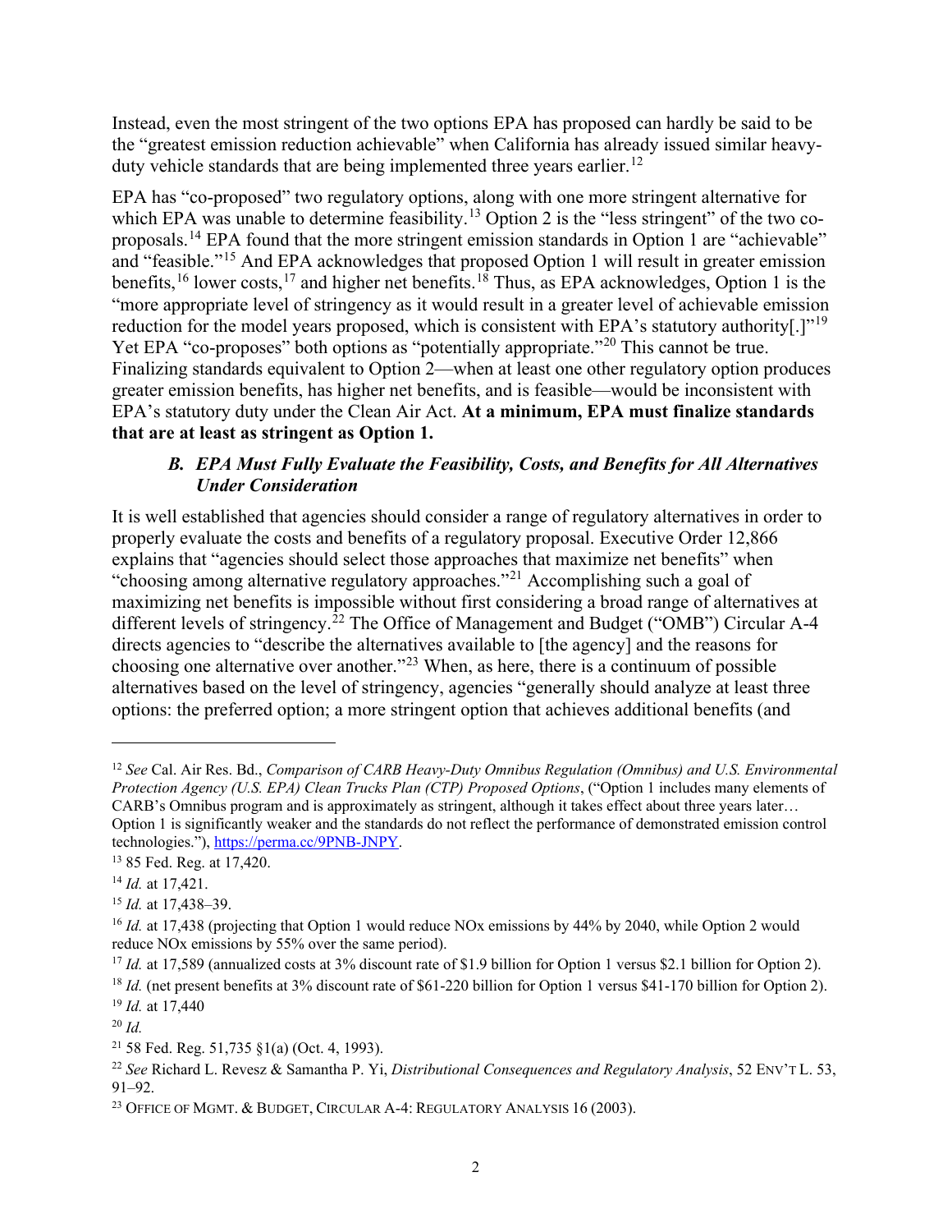Instead, even the most stringent of the two options EPA has proposed can hardly be said to be the "greatest emission reduction achievable" when California has already issued similar heavy-duty vehicle standards that are being implemented three years earlier.[12]

EPA has "co-proposed" two regulatory options, along with one more stringent alternative for which EPA was unable to determine feasibility.[13] Option 2 is the "less stringent" of the two co-proposals.[14] EPA found that the more stringent emission standards in Option 1 are "achievable" and "feasible."[15] And EPA acknowledges that proposed Option 1 will result in greater emission benefits,[16] lower costs,[17] and higher net benefits.[18] Thus, as EPA acknowledges, Option 1 is the "more appropriate level of stringency as it would result in a greater level of achievable emission reduction for the model years proposed, which is consistent with EPA's statutory authority[.]"[19] Yet EPA "co-proposes" both options as "potentially appropriate."[20] This cannot be true. Finalizing standards equivalent to Option 2—when at least one other regulatory option produces greater emission benefits, has higher net benefits, and is feasible—would be inconsistent with EPA's statutory duty under the Clean Air Act. **At a minimum, EPA must finalize standards that are at least as stringent as Option 1.**

### *B. EPA Must Fully Evaluate the Feasibility, Costs, and Benefits for All Alternatives Under Consideration*

It is well established that agencies should consider a range of regulatory alternatives in order to properly evaluate the costs and benefits of a regulatory proposal. Executive Order 12,866 explains that "agencies should select those approaches that maximize net benefits" when "choosing among alternative regulatory approaches."[21] Accomplishing such a goal of maximizing net benefits is impossible without first considering a broad range of alternatives at different levels of stringency.[22] The Office of Management and Budget ("OMB") Circular A-4 directs agencies to "describe the alternatives available to [the agency] and the reasons for choosing one alternative over another."[23] When, as here, there is a continuum of possible alternatives based on the level of stringency, agencies "generally should analyze at least three options: the preferred option; a more stringent option that achieves additional benefits (and

---

[12] *See* Cal. Air Res. Bd., *Comparison of CARB Heavy-Duty Omnibus Regulation (Omnibus) and U.S. Environmental Protection Agency (U.S. EPA) Clean Trucks Plan (CTP) Proposed Options*, ("Option 1 includes many elements of CARB's Omnibus program and is approximately as stringent, although it takes effect about three years later… Option 1 is significantly weaker and the standards do not reflect the performance of demonstrated emission control technologies."), https://perma.cc/9PNB-JNPY.

[13] 85 Fed. Reg. at 17,420.

[14] *Id.* at 17,421.

[15] *Id.* at 17,438–39.

[16] *Id.* at 17,438 (projecting that Option 1 would reduce NOx emissions by 44% by 2040, while Option 2 would reduce NOx emissions by 55% over the same period).

[17] *Id.* at 17,589 (annualized costs at 3% discount rate of $1.9 billion for Option 1 versus $2.1 billion for Option 2).

[18] *Id.* (net present benefits at 3% discount rate of $61-220 billion for Option 1 versus $41-170 billion for Option 2).

[19] *Id.* at 17,440

[20] *Id.*

[21] 58 Fed. Reg. 51,735 §1(a) (Oct. 4, 1993).

[22] *See* Richard L. Revesz & Samantha P. Yi, *Distributional Consequences and Regulatory Analysis*, 52 ENV'T L. 53, 91–92.

[23] OFFICE OF MGMT. & BUDGET, CIRCULAR A-4: REGULATORY ANALYSIS 16 (2003).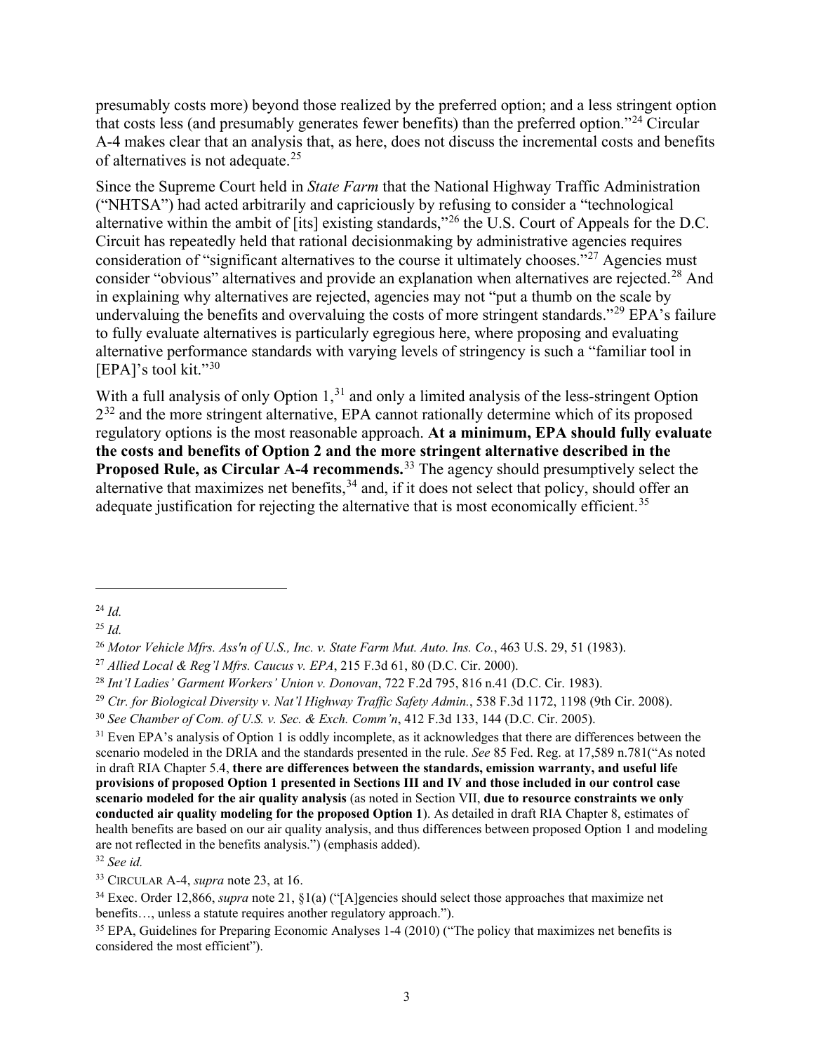presumably costs more) beyond those realized by the preferred option; and a less stringent option that costs less (and presumably generates fewer benefits) than the preferred option."[24] Circular A-4 makes clear that an analysis that, as here, does not discuss the incremental costs and benefits of alternatives is not adequate.[25]

Since the Supreme Court held in *State Farm* that the National Highway Traffic Administration ("NHTSA") had acted arbitrarily and capriciously by refusing to consider a "technological alternative within the ambit of [its] existing standards,"[26] the U.S. Court of Appeals for the D.C. Circuit has repeatedly held that rational decisionmaking by administrative agencies requires consideration of "significant alternatives to the course it ultimately chooses."[27] Agencies must consider "obvious" alternatives and provide an explanation when alternatives are rejected.[28] And in explaining why alternatives are rejected, agencies may not "put a thumb on the scale by undervaluing the benefits and overvaluing the costs of more stringent standards."[29] EPA's failure to fully evaluate alternatives is particularly egregious here, where proposing and evaluating alternative performance standards with varying levels of stringency is such a "familiar tool in [EPA]'s tool kit."[30]

With a full analysis of only Option 1,[31] and only a limited analysis of the less-stringent Option 2[32] and the more stringent alternative, EPA cannot rationally determine which of its proposed regulatory options is the most reasonable approach. **At a minimum, EPA should fully evaluate the costs and benefits of Option 2 and the more stringent alternative described in the Proposed Rule, as Circular A-4 recommends.**[33] The agency should presumptively select the alternative that maximizes net benefits,[34] and, if it does not select that policy, should offer an adequate justification for rejecting the alternative that is most economically efficient.[35]

---

[24] *Id.*

[25] *Id.*

[26] *Motor Vehicle Mfrs. Ass'n of U.S., Inc. v. State Farm Mut. Auto. Ins. Co.*, 463 U.S. 29, 51 (1983).

[27] *Allied Local & Reg'l Mfrs. Caucus v. EPA*, 215 F.3d 61, 80 (D.C. Cir. 2000).

[28] *Int'l Ladies' Garment Workers' Union v. Donovan*, 722 F.2d 795, 816 n.41 (D.C. Cir. 1983).

[29] *Ctr. for Biological Diversity v. Nat'l Highway Traffic Safety Admin.*, 538 F.3d 1172, 1198 (9th Cir. 2008).

[30] *See Chamber of Com. of U.S. v. Sec. & Exch. Comm'n*, 412 F.3d 133, 144 (D.C. Cir. 2005).

[31] Even EPA's analysis of Option 1 is oddly incomplete, as it acknowledges that there are differences between the scenario modeled in the DRIA and the standards presented in the rule. *See* 85 Fed. Reg. at 17,589 n.781("As noted in draft RIA Chapter 5.4, **there are differences between the standards, emission warranty, and useful life provisions of proposed Option 1 presented in Sections III and IV and those included in our control case scenario modeled for the air quality analysis** (as noted in Section VII, **due to resource constraints we only conducted air quality modeling for the proposed Option 1**). As detailed in draft RIA Chapter 8, estimates of health benefits are based on our air quality analysis, and thus differences between proposed Option 1 and modeling are not reflected in the benefits analysis.") (emphasis added).

[32] *See id.*

[33] CIRCULAR A-4, *supra* note 23, at 16.

[34] Exec. Order 12,866, *supra* note 21, §1(a) ("[A]gencies should select those approaches that maximize net benefits…, unless a statute requires another regulatory approach.").

[35] EPA, Guidelines for Preparing Economic Analyses 1-4 (2010) ("The policy that maximizes net benefits is considered the most efficient").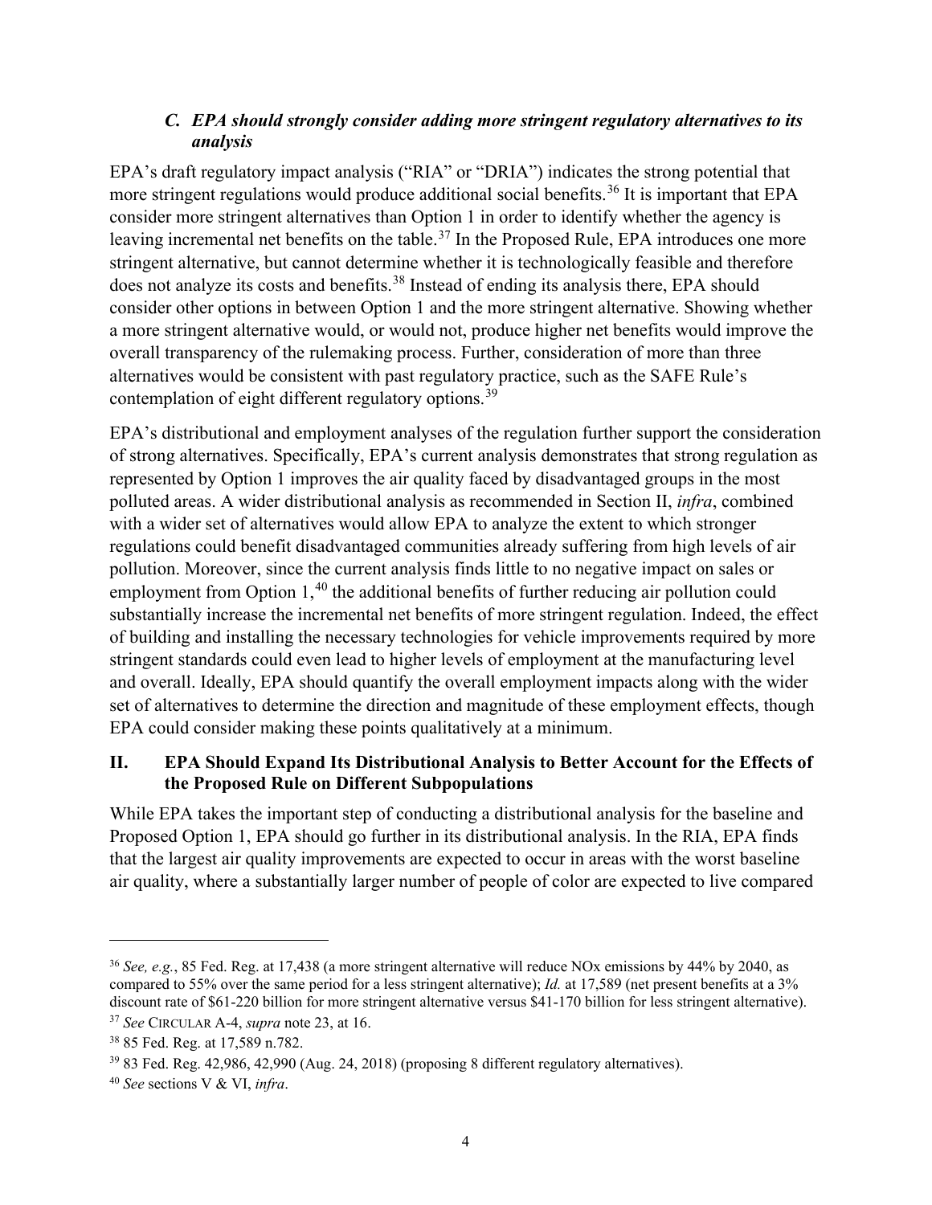### *C. EPA should strongly consider adding more stringent regulatory alternatives to its analysis*

EPA's draft regulatory impact analysis ("RIA" or "DRIA") indicates the strong potential that more stringent regulations would produce additional social benefits.[36] It is important that EPA consider more stringent alternatives than Option 1 in order to identify whether the agency is leaving incremental net benefits on the table.[37] In the Proposed Rule, EPA introduces one more stringent alternative, but cannot determine whether it is technologically feasible and therefore does not analyze its costs and benefits.[38] Instead of ending its analysis there, EPA should consider other options in between Option 1 and the more stringent alternative. Showing whether a more stringent alternative would, or would not, produce higher net benefits would improve the overall transparency of the rulemaking process. Further, consideration of more than three alternatives would be consistent with past regulatory practice, such as the SAFE Rule's contemplation of eight different regulatory options.[39]

EPA's distributional and employment analyses of the regulation further support the consideration of strong alternatives. Specifically, EPA's current analysis demonstrates that strong regulation as represented by Option 1 improves the air quality faced by disadvantaged groups in the most polluted areas. A wider distributional analysis as recommended in Section II, *infra*, combined with a wider set of alternatives would allow EPA to analyze the extent to which stronger regulations could benefit disadvantaged communities already suffering from high levels of air pollution. Moreover, since the current analysis finds little to no negative impact on sales or employment from Option 1,[40] the additional benefits of further reducing air pollution could substantially increase the incremental net benefits of more stringent regulation. Indeed, the effect of building and installing the necessary technologies for vehicle improvements required by more stringent standards could even lead to higher levels of employment at the manufacturing level and overall. Ideally, EPA should quantify the overall employment impacts along with the wider set of alternatives to determine the direction and magnitude of these employment effects, though EPA could consider making these points qualitatively at a minimum.

## II. EPA Should Expand Its Distributional Analysis to Better Account for the Effects of the Proposed Rule on Different Subpopulations

While EPA takes the important step of conducting a distributional analysis for the baseline and Proposed Option 1, EPA should go further in its distributional analysis. In the RIA, EPA finds that the largest air quality improvements are expected to occur in areas with the worst baseline air quality, where a substantially larger number of people of color are expected to live compared

---

[36] *See, e.g.*, 85 Fed. Reg. at 17,438 (a more stringent alternative will reduce NOx emissions by 44% by 2040, as compared to 55% over the same period for a less stringent alternative); *Id.* at 17,589 (net present benefits at a 3% discount rate of $61-220 billion for more stringent alternative versus $41-170 billion for less stringent alternative).

[37] *See* CIRCULAR A-4, *supra* note 23, at 16.

[38] 85 Fed. Reg. at 17,589 n.782.

[39] 83 Fed. Reg. 42,986, 42,990 (Aug. 24, 2018) (proposing 8 different regulatory alternatives).

[40] *See* sections V & VI, *infra*.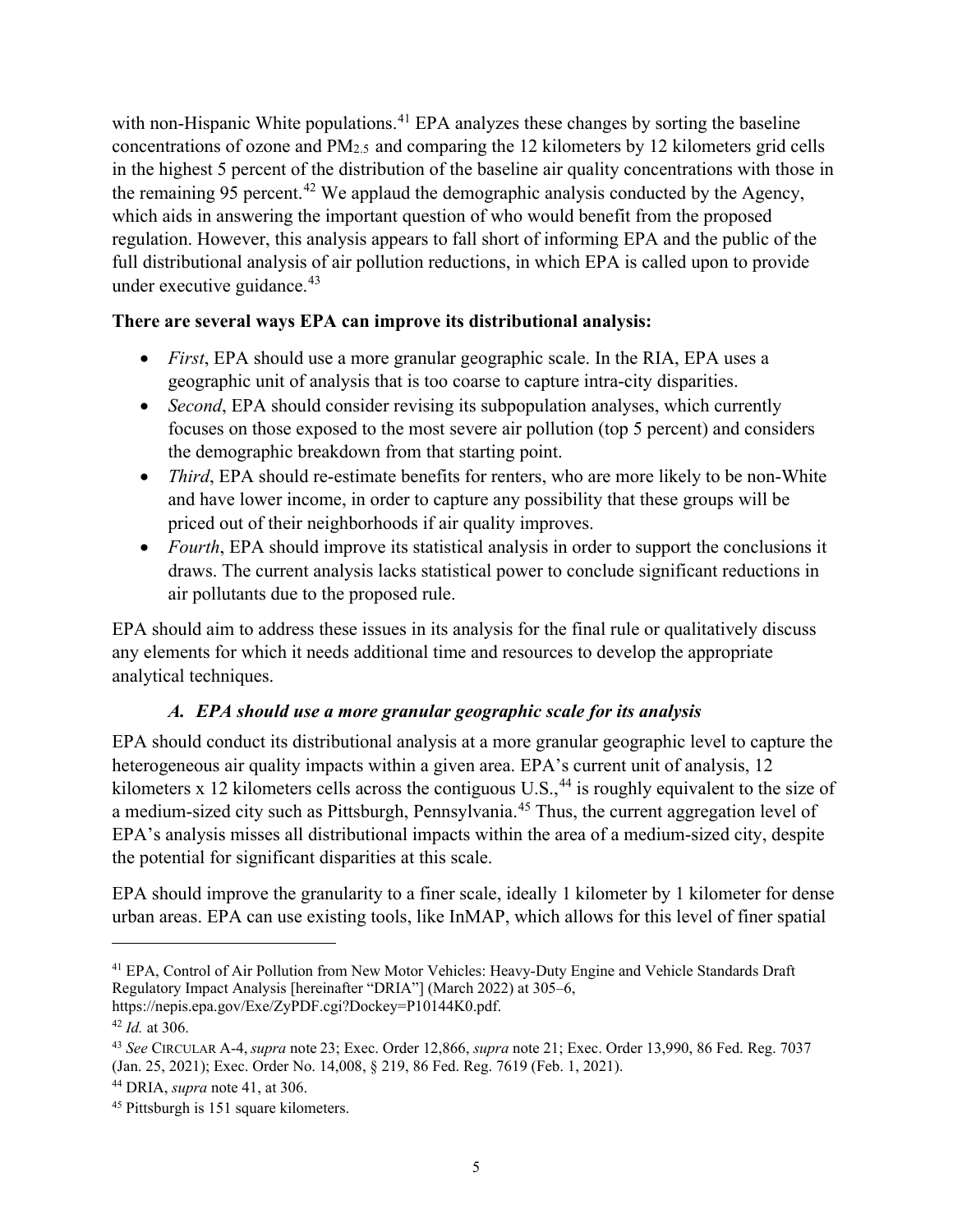with non-Hispanic White populations.[41] EPA analyzes these changes by sorting the baseline concentrations of ozone and $PM_{2.5}$ and comparing the 12 kilometers by 12 kilometers grid cells in the highest 5 percent of the distribution of the baseline air quality concentrations with those in the remaining 95 percent.[42] We applaud the demographic analysis conducted by the Agency, which aids in answering the important question of who would benefit from the proposed regulation. However, this analysis appears to fall short of informing EPA and the public of the full distributional analysis of air pollution reductions, in which EPA is called upon to provide under executive guidance.[43]

**There are several ways EPA can improve its distributional analysis:**

- *First*, EPA should use a more granular geographic scale. In the RIA, EPA uses a geographic unit of analysis that is too coarse to capture intra-city disparities.
- *Second*, EPA should consider revising its subpopulation analyses, which currently focuses on those exposed to the most severe air pollution (top 5 percent) and considers the demographic breakdown from that starting point.
- *Third*, EPA should re-estimate benefits for renters, who are more likely to be non-White and have lower income, in order to capture any possibility that these groups will be priced out of their neighborhoods if air quality improves.
- *Fourth*, EPA should improve its statistical analysis in order to support the conclusions it draws. The current analysis lacks statistical power to conclude significant reductions in air pollutants due to the proposed rule.

EPA should aim to address these issues in its analysis for the final rule or qualitatively discuss any elements for which it needs additional time and resources to develop the appropriate analytical techniques.

### *A. EPA should use a more granular geographic scale for its analysis*

EPA should conduct its distributional analysis at a more granular geographic level to capture the heterogeneous air quality impacts within a given area. EPA's current unit of analysis, 12 kilometers x 12 kilometers cells across the contiguous U.S.,[44] is roughly equivalent to the size of a medium-sized city such as Pittsburgh, Pennsylvania.[45] Thus, the current aggregation level of EPA's analysis misses all distributional impacts within the area of a medium-sized city, despite the potential for significant disparities at this scale.

EPA should improve the granularity to a finer scale, ideally 1 kilometer by 1 kilometer for dense urban areas. EPA can use existing tools, like InMAP, which allows for this level of finer spatial

---

[41] EPA, Control of Air Pollution from New Motor Vehicles: Heavy-Duty Engine and Vehicle Standards Draft Regulatory Impact Analysis [hereinafter "DRIA"] (March 2022) at 305–6, https://nepis.epa.gov/Exe/ZyPDF.cgi?Dockey=P10144K0.pdf.

[42] *Id.* at 306.

[43] *See* CIRCULAR A-4, *supra* note 23; Exec. Order 12,866, *supra* note 21; Exec. Order 13,990, 86 Fed. Reg. 7037 (Jan. 25, 2021); Exec. Order No. 14,008, § 219, 86 Fed. Reg. 7619 (Feb. 1, 2021).

[44] DRIA, *supra* note 41, at 306.

[45] Pittsburgh is 151 square kilometers.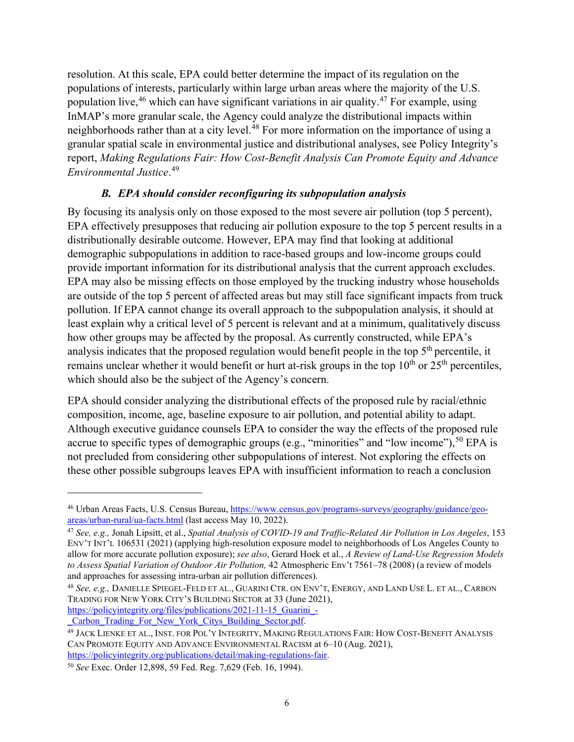resolution. At this scale, EPA could better determine the impact of its regulation on the populations of interests, particularly within large urban areas where the majority of the U.S. population live,[46] which can have significant variations in air quality.[47] For example, using InMAP's more granular scale, the Agency could analyze the distributional impacts within neighborhoods rather than at a city level.[48] For more information on the importance of using a granular spatial scale in environmental justice and distributional analyses, see Policy Integrity's report, *Making Regulations Fair: How Cost-Benefit Analysis Can Promote Equity and Advance Environmental Justice*.[49]

### *B. EPA should consider reconfiguring its subpopulation analysis*

By focusing its analysis only on those exposed to the most severe air pollution (top 5 percent), EPA effectively presupposes that reducing air pollution exposure to the top 5 percent results in a distributionally desirable outcome. However, EPA may find that looking at additional demographic subpopulations in addition to race-based groups and low-income groups could provide important information for its distributional analysis that the current approach excludes. EPA may also be missing effects on those employed by the trucking industry whose households are outside of the top 5 percent of affected areas but may still face significant impacts from truck pollution. If EPA cannot change its overall approach to the subpopulation analysis, it should at least explain why a critical level of 5 percent is relevant and at a minimum, qualitatively discuss how other groups may be affected by the proposal. As currently constructed, while EPA's analysis indicates that the proposed regulation would benefit people in the top 5th percentile, it remains unclear whether it would benefit or hurt at-risk groups in the top 10th or 25th percentiles, which should also be the subject of the Agency's concern.

EPA should consider analyzing the distributional effects of the proposed rule by racial/ethnic composition, income, age, baseline exposure to air pollution, and potential ability to adapt. Although executive guidance counsels EPA to consider the way the effects of the proposed rule accrue to specific types of demographic groups (e.g., "minorities" and "low income"),[50] EPA is not precluded from considering other subpopulations of interest. Not exploring the effects on these other possible subgroups leaves EPA with insufficient information to reach a conclusion

---

[46] Urban Areas Facts, U.S. Census Bureau, https://www.census.gov/programs-surveys/geography/guidance/geo-areas/urban-rural/ua-facts.html (last access May 10, 2022).

[47] *See, e.g.,* Jonah Lipsitt, et al., *Spatial Analysis of COVID-19 and Traffic-Related Air Pollution in Los Angeles*, 153 ENV'T INT'L 106531 (2021) (applying high-resolution exposure model to neighborhoods of Los Angeles County to allow for more accurate pollution exposure); *see also*, Gerard Hoek et al., *A Review of Land-Use Regression Models to Assess Spatial Variation of Outdoor Air Pollution,* 42 Atmospheric Env't 7561–78 (2008) (a review of models and approaches for assessing intra-urban air pollution differences).

[48] *See, e.g.,* DANIELLE SPIEGEL-FELD ET AL., GUARINI CTR. ON ENV'T, ENERGY, AND LAND USE L. ET AL., CARBON TRADING FOR NEW YORK CITY'S BUILDING SECTOR at 33 (June 2021), https://policyintegrity.org/files/publications/2021-11-15_Guarini_-_Carbon_Trading_For_New_York_Citys_Building_Sector.pdf.

[49] JACK LIENKE ET AL., INST. FOR POL'Y INTEGRITY, MAKING REGULATIONS FAIR: HOW COST-BENEFIT ANALYSIS CAN PROMOTE EQUITY AND ADVANCE ENVIRONMENTAL RACISM at 6–10 (Aug. 2021), https://policyintegrity.org/publications/detail/making-regulations-fair.

[50] *See* Exec. Order 12,898, 59 Fed. Reg. 7,629 (Feb. 16, 1994).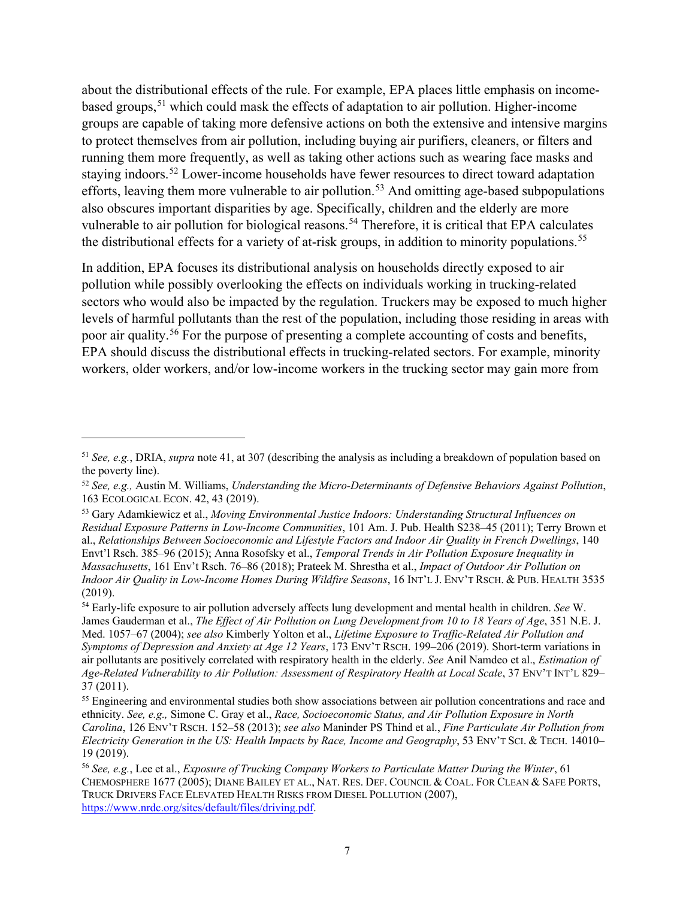about the distributional effects of the rule. For example, EPA places little emphasis on income-based groups,[51] which could mask the effects of adaptation to air pollution. Higher-income groups are capable of taking more defensive actions on both the extensive and intensive margins to protect themselves from air pollution, including buying air purifiers, cleaners, or filters and running them more frequently, as well as taking other actions such as wearing face masks and staying indoors.[52] Lower-income households have fewer resources to direct toward adaptation efforts, leaving them more vulnerable to air pollution.[53] And omitting age-based subpopulations also obscures important disparities by age. Specifically, children and the elderly are more vulnerable to air pollution for biological reasons.[54] Therefore, it is critical that EPA calculates the distributional effects for a variety of at-risk groups, in addition to minority populations.[55]

In addition, EPA focuses its distributional analysis on households directly exposed to air pollution while possibly overlooking the effects on individuals working in trucking-related sectors who would also be impacted by the regulation. Truckers may be exposed to much higher levels of harmful pollutants than the rest of the population, including those residing in areas with poor air quality.[56] For the purpose of presenting a complete accounting of costs and benefits, EPA should discuss the distributional effects in trucking-related sectors. For example, minority workers, older workers, and/or low-income workers in the trucking sector may gain more from

---

[51] *See, e.g.*, DRIA, *supra* note 41, at 307 (describing the analysis as including a breakdown of population based on the poverty line).

[52] *See, e.g.,* Austin M. Williams, *Understanding the Micro-Determinants of Defensive Behaviors Against Pollution*, 163 ECOLOGICAL ECON. 42, 43 (2019).

[53] Gary Adamkiewicz et al., *Moving Environmental Justice Indoors: Understanding Structural Influences on Residual Exposure Patterns in Low-Income Communities*, 101 Am. J. Pub. Health S238–45 (2011); Terry Brown et al., *Relationships Between Socioeconomic and Lifestyle Factors and Indoor Air Quality in French Dwellings*, 140 Envt'l Rsch. 385–96 (2015); Anna Rosofsky et al., *Temporal Trends in Air Pollution Exposure Inequality in Massachusetts*, 161 Env't Rsch. 76–86 (2018); Prateek M. Shrestha et al., *Impact of Outdoor Air Pollution on Indoor Air Quality in Low-Income Homes During Wildfire Seasons*, 16 INT'L J. ENV'T RSCH. & PUB. HEALTH 3535 (2019).

[54] Early-life exposure to air pollution adversely affects lung development and mental health in children. *See* W. James Gauderman et al., *The Effect of Air Pollution on Lung Development from 10 to 18 Years of Age*, 351 N.E. J. Med. 1057–67 (2004); *see also* Kimberly Yolton et al., *Lifetime Exposure to Traffic-Related Air Pollution and Symptoms of Depression and Anxiety at Age 12 Years*, 173 ENV'T RSCH. 199–206 (2019). Short-term variations in air pollutants are positively correlated with respiratory health in the elderly. *See* Anil Namdeo et al., *Estimation of Age-Related Vulnerability to Air Pollution: Assessment of Respiratory Health at Local Scale*, 37 ENV'T INT'L 829–37 (2011).

[55] Engineering and environmental studies both show associations between air pollution concentrations and race and ethnicity. *See, e.g.,* Simone C. Gray et al., *Race, Socioeconomic Status, and Air Pollution Exposure in North Carolina*, 126 ENV'T RSCH. 152–58 (2013); *see also* Maninder PS Thind et al., *Fine Particulate Air Pollution from Electricity Generation in the US: Health Impacts by Race, Income and Geography*, 53 ENV'T SCI. & TECH. 14010–19 (2019).

[56] *See, e.g.*, Lee et al., *Exposure of Trucking Company Workers to Particulate Matter During the Winter*, 61 CHEMOSPHERE 1677 (2005); DIANE BAILEY ET AL., NAT. RES. DEF. COUNCIL & COAL. FOR CLEAN & SAFE PORTS, TRUCK DRIVERS FACE ELEVATED HEALTH RISKS FROM DIESEL POLLUTION (2007), https://www.nrdc.org/sites/default/files/driving.pdf.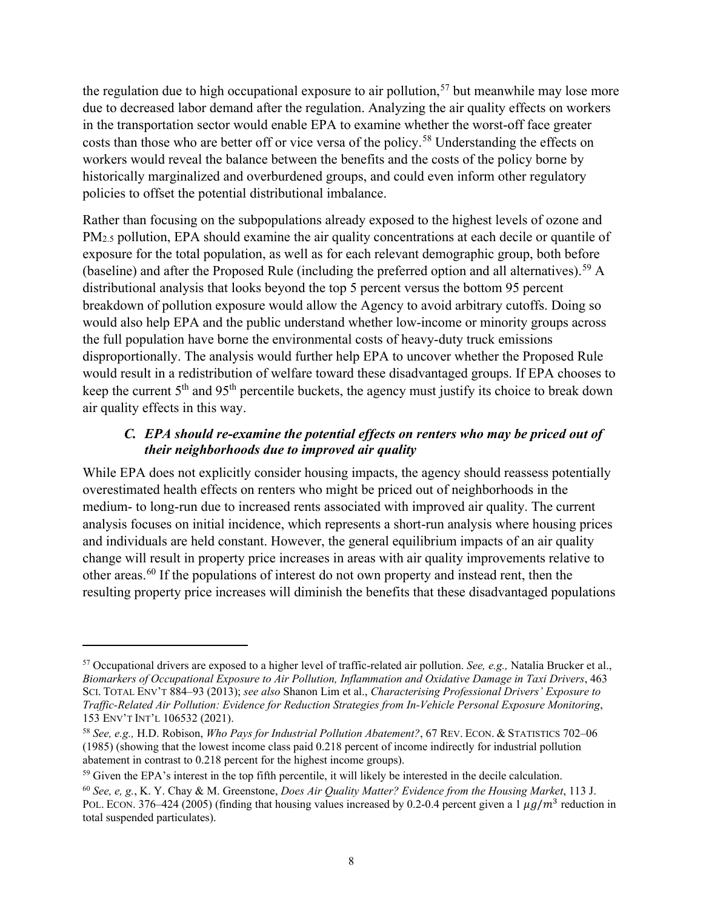the regulation due to high occupational exposure to air pollution,[57] but meanwhile may lose more due to decreased labor demand after the regulation. Analyzing the air quality effects on workers in the transportation sector would enable EPA to examine whether the worst-off face greater costs than those who are better off or vice versa of the policy.[58] Understanding the effects on workers would reveal the balance between the benefits and the costs of the policy borne by historically marginalized and overburdened groups, and could even inform other regulatory policies to offset the potential distributional imbalance.

Rather than focusing on the subpopulations already exposed to the highest levels of ozone and $PM_{2.5}$ pollution, EPA should examine the air quality concentrations at each decile or quantile of exposure for the total population, as well as for each relevant demographic group, both before (baseline) and after the Proposed Rule (including the preferred option and all alternatives).[59] A distributional analysis that looks beyond the top 5 percent versus the bottom 95 percent breakdown of pollution exposure would allow the Agency to avoid arbitrary cutoffs. Doing so would also help EPA and the public understand whether low-income or minority groups across the full population have borne the environmental costs of heavy-duty truck emissions disproportionally. The analysis would further help EPA to uncover whether the Proposed Rule would result in a redistribution of welfare toward these disadvantaged groups. If EPA chooses to keep the current $5^{th}$ and $95^{th}$ percentile buckets, the agency must justify its choice to break down air quality effects in this way.

### *C. EPA should re-examine the potential effects on renters who may be priced out of their neighborhoods due to improved air quality*

While EPA does not explicitly consider housing impacts, the agency should reassess potentially overestimated health effects on renters who might be priced out of neighborhoods in the medium- to long-run due to increased rents associated with improved air quality. The current analysis focuses on initial incidence, which represents a short-run analysis where housing prices and individuals are held constant. However, the general equilibrium impacts of an air quality change will result in property price increases in areas with air quality improvements relative to other areas.[60] If the populations of interest do not own property and instead rent, then the resulting property price increases will diminish the benefits that these disadvantaged populations

---

[57] Occupational drivers are exposed to a higher level of traffic-related air pollution. *See, e.g.,* Natalia Brucker et al., *Biomarkers of Occupational Exposure to Air Pollution, Inflammation and Oxidative Damage in Taxi Drivers*, 463 SCI. TOTAL ENV'T 884–93 (2013); *see also* Shanon Lim et al., *Characterising Professional Drivers' Exposure to Traffic-Related Air Pollution: Evidence for Reduction Strategies from In-Vehicle Personal Exposure Monitoring*, 153 ENV'T INT'L 106532 (2021).

[58] *See, e.g.,* H.D. Robison, *Who Pays for Industrial Pollution Abatement?*, 67 REV. ECON. & STATISTICS 702–06 (1985) (showing that the lowest income class paid 0.218 percent of income indirectly for industrial pollution abatement in contrast to 0.218 percent for the highest income groups).

[59] Given the EPA's interest in the top fifth percentile, it will likely be interested in the decile calculation.

[60] *See, e, g.*, K. Y. Chay & M. Greenstone, *Does Air Quality Matter? Evidence from the Housing Market*, 113 J. POL. ECON. 376–424 (2005) (finding that housing values increased by 0.2-0.4 percent given a 1 $\mu g/m^3$ reduction in total suspended particulates).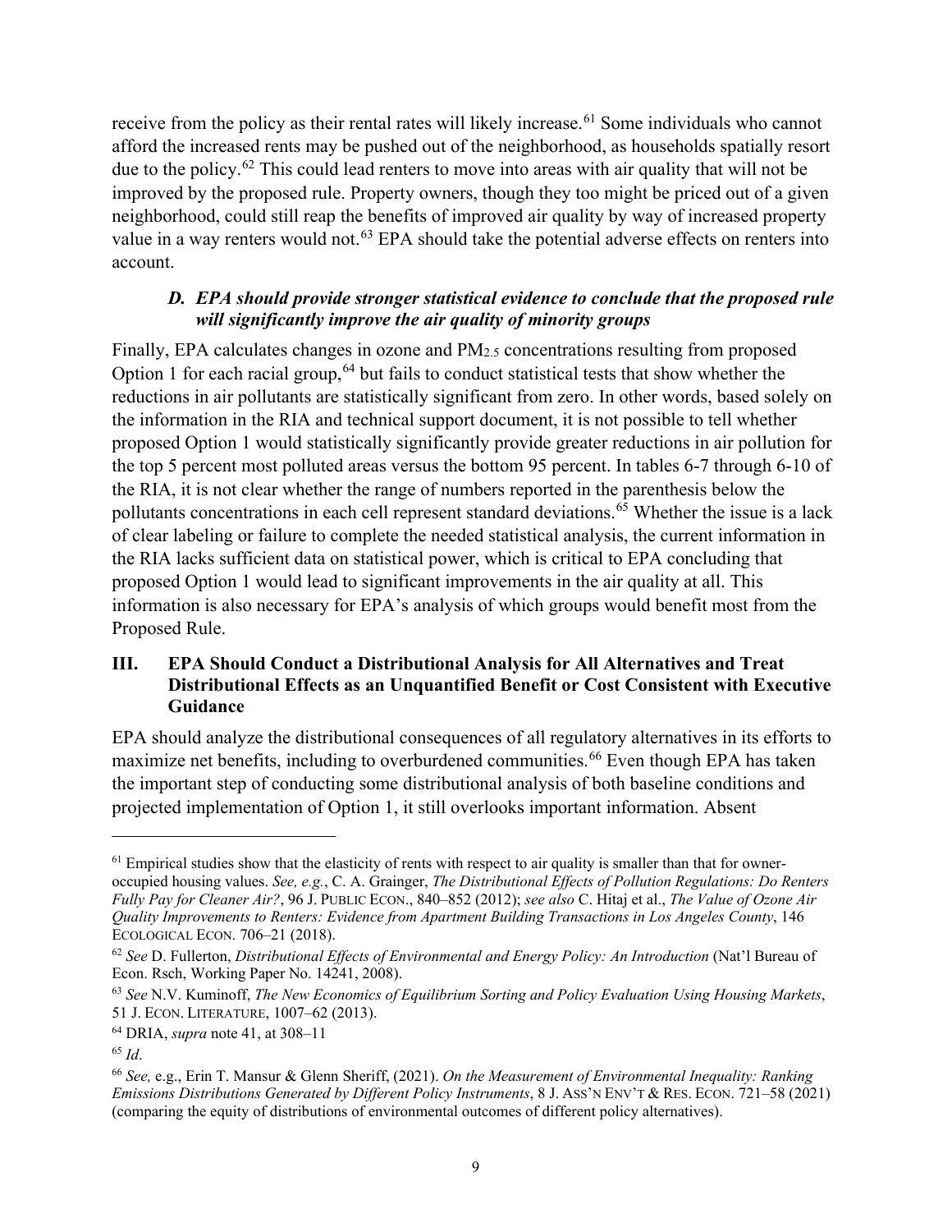receive from the policy as their rental rates will likely increase.[61] Some individuals who cannot afford the increased rents may be pushed out of the neighborhood, as households spatially resort due to the policy.[62] This could lead renters to move into areas with air quality that will not be improved by the proposed rule. Property owners, though they too might be priced out of a given neighborhood, could still reap the benefits of improved air quality by way of increased property value in a way renters would not.[63] EPA should take the potential adverse effects on renters into account.

### *D. EPA should provide stronger statistical evidence to conclude that the proposed rule will significantly improve the air quality of minority groups*

Finally, EPA calculates changes in ozone and $PM_{2.5}$ concentrations resulting from proposed Option 1 for each racial group,[64] but fails to conduct statistical tests that show whether the reductions in air pollutants are statistically significant from zero. In other words, based solely on the information in the RIA and technical support document, it is not possible to tell whether proposed Option 1 would statistically significantly provide greater reductions in air pollution for the top 5 percent most polluted areas versus the bottom 95 percent. In tables 6-7 through 6-10 of the RIA, it is not clear whether the range of numbers reported in the parenthesis below the pollutants concentrations in each cell represent standard deviations.[65] Whether the issue is a lack of clear labeling or failure to complete the needed statistical analysis, the current information in the RIA lacks sufficient data on statistical power, which is critical to EPA concluding that proposed Option 1 would lead to significant improvements in the air quality at all. This information is also necessary for EPA's analysis of which groups would benefit most from the Proposed Rule.

## III. EPA Should Conduct a Distributional Analysis for All Alternatives and Treat Distributional Effects as an Unquantified Benefit or Cost Consistent with Executive Guidance

EPA should analyze the distributional consequences of all regulatory alternatives in its efforts to maximize net benefits, including to overburdened communities.[66] Even though EPA has taken the important step of conducting some distributional analysis of both baseline conditions and projected implementation of Option 1, it still overlooks important information. Absent

---

[61] Empirical studies show that the elasticity of rents with respect to air quality is smaller than that for owner-occupied housing values. *See, e.g.*, C. A. Grainger, *The Distributional Effects of Pollution Regulations: Do Renters Fully Pay for Cleaner Air?*, 96 J. PUBLIC ECON., 840–852 (2012); *see also* C. Hitaj et al., *The Value of Ozone Air Quality Improvements to Renters: Evidence from Apartment Building Transactions in Los Angeles County*, 146 ECOLOGICAL ECON. 706–21 (2018).

[62] *See* D. Fullerton, *Distributional Effects of Environmental and Energy Policy: An Introduction* (Nat'l Bureau of Econ. Rsch, Working Paper No. 14241, 2008).

[63] *See* N.V. Kuminoff, *The New Economics of Equilibrium Sorting and Policy Evaluation Using Housing Markets*, 51 J. ECON. LITERATURE, 1007–62 (2013).

[64] DRIA, *supra* note 41, at 308–11

[65] *Id*.

[66] *See,* e.g., Erin T. Mansur & Glenn Sheriff, (2021). *On the Measurement of Environmental Inequality: Ranking Emissions Distributions Generated by Different Policy Instruments*, 8 J. ASS'N ENV'T & RES. ECON. 721–58 (2021) (comparing the equity of distributions of environmental outcomes of different policy alternatives).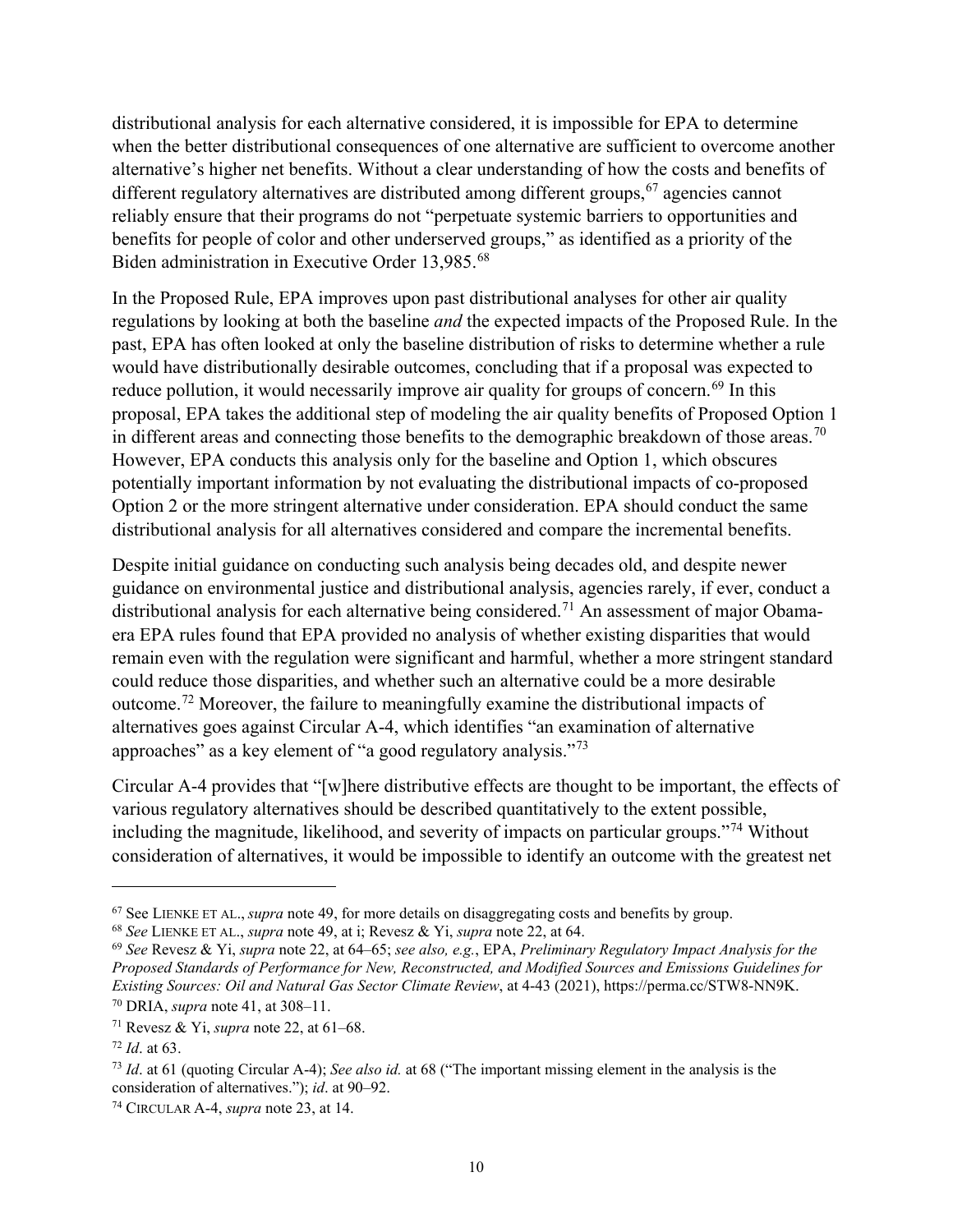distributional analysis for each alternative considered, it is impossible for EPA to determine when the better distributional consequences of one alternative are sufficient to overcome another alternative's higher net benefits. Without a clear understanding of how the costs and benefits of different regulatory alternatives are distributed among different groups,[67] agencies cannot reliably ensure that their programs do not "perpetuate systemic barriers to opportunities and benefits for people of color and other underserved groups," as identified as a priority of the Biden administration in Executive Order 13,985.[68]

In the Proposed Rule, EPA improves upon past distributional analyses for other air quality regulations by looking at both the baseline *and* the expected impacts of the Proposed Rule. In the past, EPA has often looked at only the baseline distribution of risks to determine whether a rule would have distributionally desirable outcomes, concluding that if a proposal was expected to reduce pollution, it would necessarily improve air quality for groups of concern.[69] In this proposal, EPA takes the additional step of modeling the air quality benefits of Proposed Option 1 in different areas and connecting those benefits to the demographic breakdown of those areas.[70] However, EPA conducts this analysis only for the baseline and Option 1, which obscures potentially important information by not evaluating the distributional impacts of co-proposed Option 2 or the more stringent alternative under consideration. EPA should conduct the same distributional analysis for all alternatives considered and compare the incremental benefits.

Despite initial guidance on conducting such analysis being decades old, and despite newer guidance on environmental justice and distributional analysis, agencies rarely, if ever, conduct a distributional analysis for each alternative being considered.[71] An assessment of major Obama-era EPA rules found that EPA provided no analysis of whether existing disparities that would remain even with the regulation were significant and harmful, whether a more stringent standard could reduce those disparities, and whether such an alternative could be a more desirable outcome.[72] Moreover, the failure to meaningfully examine the distributional impacts of alternatives goes against Circular A-4, which identifies "an examination of alternative approaches" as a key element of "a good regulatory analysis."[73]

Circular A-4 provides that "[w]here distributive effects are thought to be important, the effects of various regulatory alternatives should be described quantitatively to the extent possible, including the magnitude, likelihood, and severity of impacts on particular groups."[74] Without consideration of alternatives, it would be impossible to identify an outcome with the greatest net

---

[67] See LIENKE ET AL., *supra* note 49, for more details on disaggregating costs and benefits by group.

[68] *See* LIENKE ET AL., *supra* note 49, at i; Revesz & Yi, *supra* note 22, at 64.

[69] *See* Revesz & Yi, *supra* note 22, at 64–65; *see also, e.g.*, EPA, *Preliminary Regulatory Impact Analysis for the Proposed Standards of Performance for New, Reconstructed, and Modified Sources and Emissions Guidelines for Existing Sources: Oil and Natural Gas Sector Climate Review*, at 4-43 (2021), https://perma.cc/STW8-NN9K.

[70] DRIA, *supra* note 41, at 308–11.

[71] Revesz & Yi, *supra* note 22, at 61–68.

[72] *Id*. at 63.

[73] *Id*. at 61 (quoting Circular A-4); *See also id.* at 68 ("The important missing element in the analysis is the consideration of alternatives."); *id*. at 90–92.

[74] CIRCULAR A-4, *supra* note 23, at 14.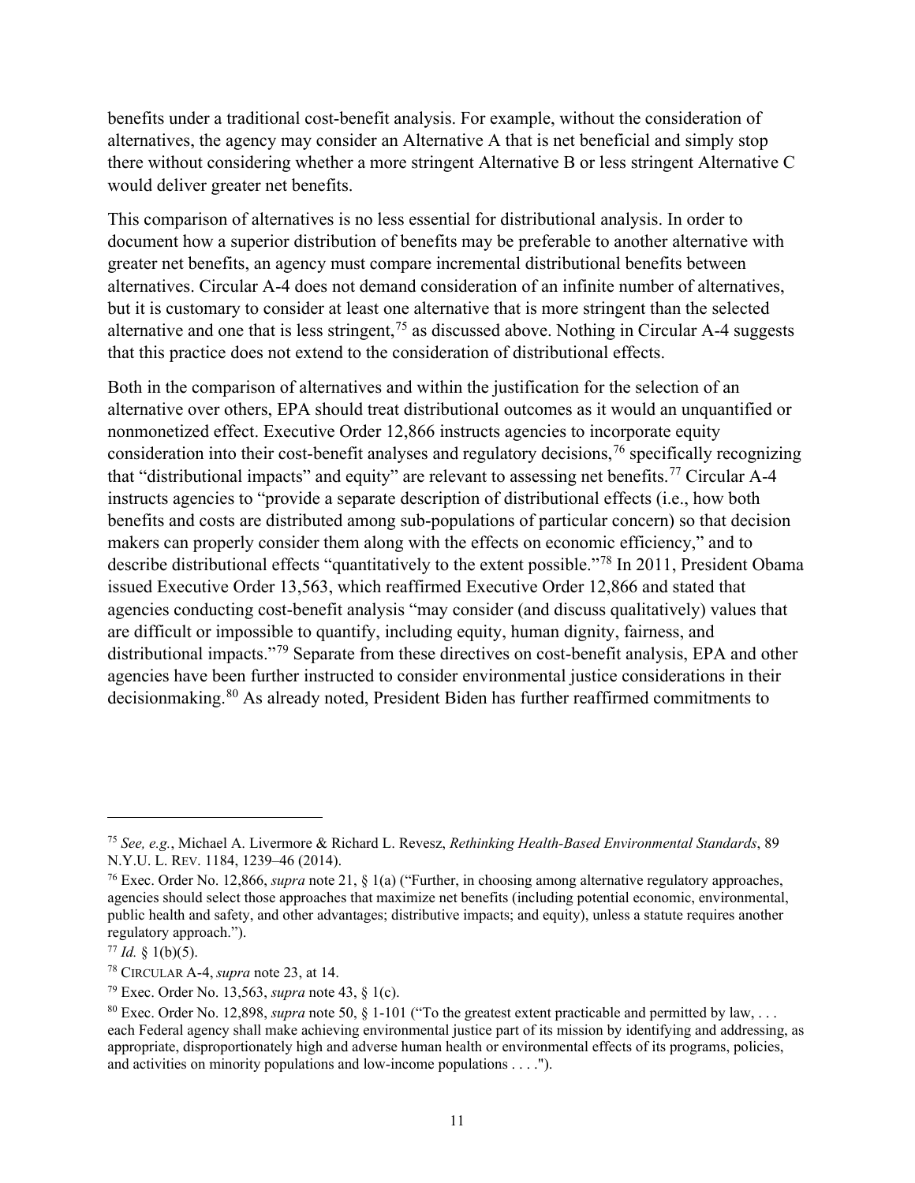benefits under a traditional cost-benefit analysis. For example, without the consideration of alternatives, the agency may consider an Alternative A that is net beneficial and simply stop there without considering whether a more stringent Alternative B or less stringent Alternative C would deliver greater net benefits.

This comparison of alternatives is no less essential for distributional analysis. In order to document how a superior distribution of benefits may be preferable to another alternative with greater net benefits, an agency must compare incremental distributional benefits between alternatives. Circular A-4 does not demand consideration of an infinite number of alternatives, but it is customary to consider at least one alternative that is more stringent than the selected alternative and one that is less stringent,[75] as discussed above. Nothing in Circular A-4 suggests that this practice does not extend to the consideration of distributional effects.

Both in the comparison of alternatives and within the justification for the selection of an alternative over others, EPA should treat distributional outcomes as it would an unquantified or nonmonetized effect. Executive Order 12,866 instructs agencies to incorporate equity consideration into their cost-benefit analyses and regulatory decisions,[76] specifically recognizing that "distributional impacts" and equity" are relevant to assessing net benefits.[77] Circular A-4 instructs agencies to "provide a separate description of distributional effects (i.e., how both benefits and costs are distributed among sub-populations of particular concern) so that decision makers can properly consider them along with the effects on economic efficiency," and to describe distributional effects "quantitatively to the extent possible."[78] In 2011, President Obama issued Executive Order 13,563, which reaffirmed Executive Order 12,866 and stated that agencies conducting cost-benefit analysis "may consider (and discuss qualitatively) values that are difficult or impossible to quantify, including equity, human dignity, fairness, and distributional impacts."[79] Separate from these directives on cost-benefit analysis, EPA and other agencies have been further instructed to consider environmental justice considerations in their decisionmaking.[80] As already noted, President Biden has further reaffirmed commitments to

---

[75] *See, e.g.*, Michael A. Livermore & Richard L. Revesz, *Rethinking Health-Based Environmental Standards*, 89 N.Y.U. L. REV. 1184, 1239–46 (2014).

[76] Exec. Order No. 12,866, *supra* note 21, § 1(a) ("Further, in choosing among alternative regulatory approaches, agencies should select those approaches that maximize net benefits (including potential economic, environmental, public health and safety, and other advantages; distributive impacts; and equity), unless a statute requires another regulatory approach.").

[77] *Id.* § 1(b)(5).

[78] CIRCULAR A-4, *supra* note 23, at 14.

[79] Exec. Order No. 13,563, *supra* note 43, § 1(c).

[80] Exec. Order No. 12,898, *supra* note 50, § 1-101 ("To the greatest extent practicable and permitted by law, . . . each Federal agency shall make achieving environmental justice part of its mission by identifying and addressing, as appropriate, disproportionately high and adverse human health or environmental effects of its programs, policies, and activities on minority populations and low-income populations . . . .").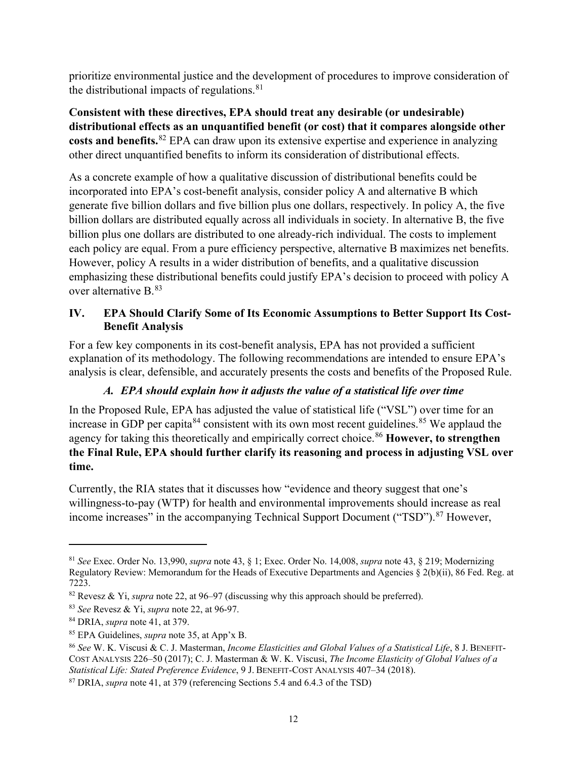prioritize environmental justice and the development of procedures to improve consideration of the distributional impacts of regulations.[81]

**Consistent with these directives, EPA should treat any desirable (or undesirable) distributional effects as an unquantified benefit (or cost) that it compares alongside other costs and benefits.**[82] EPA can draw upon its extensive expertise and experience in analyzing other direct unquantified benefits to inform its consideration of distributional effects.

As a concrete example of how a qualitative discussion of distributional benefits could be incorporated into EPA's cost-benefit analysis, consider policy A and alternative B which generate five billion dollars and five billion plus one dollars, respectively. In policy A, the five billion dollars are distributed equally across all individuals in society. In alternative B, the five billion plus one dollars are distributed to one already-rich individual. The costs to implement each policy are equal. From a pure efficiency perspective, alternative B maximizes net benefits. However, policy A results in a wider distribution of benefits, and a qualitative discussion emphasizing these distributional benefits could justify EPA's decision to proceed with policy A over alternative B.[83]

## IV. EPA Should Clarify Some of Its Economic Assumptions to Better Support Its Cost-Benefit Analysis

For a few key components in its cost-benefit analysis, EPA has not provided a sufficient explanation of its methodology. The following recommendations are intended to ensure EPA's analysis is clear, defensible, and accurately presents the costs and benefits of the Proposed Rule.

### *A. EPA should explain how it adjusts the value of a statistical life over time*

In the Proposed Rule, EPA has adjusted the value of statistical life ("VSL") over time for an increase in GDP per capita[84] consistent with its own most recent guidelines.[85] We applaud the agency for taking this theoretically and empirically correct choice.[86] **However, to strengthen the Final Rule, EPA should further clarify its reasoning and process in adjusting VSL over time.**

Currently, the RIA states that it discusses how "evidence and theory suggest that one's willingness-to-pay (WTP) for health and environmental improvements should increase as real income increases" in the accompanying Technical Support Document ("TSD").[87] However,

---

[81] *See* Exec. Order No. 13,990, *supra* note 43, § 1; Exec. Order No. 14,008, *supra* note 43, § 219; Modernizing Regulatory Review: Memorandum for the Heads of Executive Departments and Agencies § 2(b)(ii), 86 Fed. Reg. at 7223.

[82] Revesz & Yi, *supra* note 22, at 96–97 (discussing why this approach should be preferred).

[83] *See* Revesz & Yi, *supra* note 22, at 96-97.

[84] DRIA, *supra* note 41, at 379.

[85] EPA Guidelines, *supra* note 35, at App'x B.

[86] *See* W. K. Viscusi & C. J. Masterman, *Income Elasticities and Global Values of a Statistical Life*, 8 J. BENEFIT-COST ANALYSIS 226–50 (2017); C. J. Masterman & W. K. Viscusi, *The Income Elasticity of Global Values of a Statistical Life: Stated Preference Evidence*, 9 J. BENEFIT-COST ANALYSIS 407–34 (2018).

[87] DRIA, *supra* note 41, at 379 (referencing Sections 5.4 and 6.4.3 of the TSD)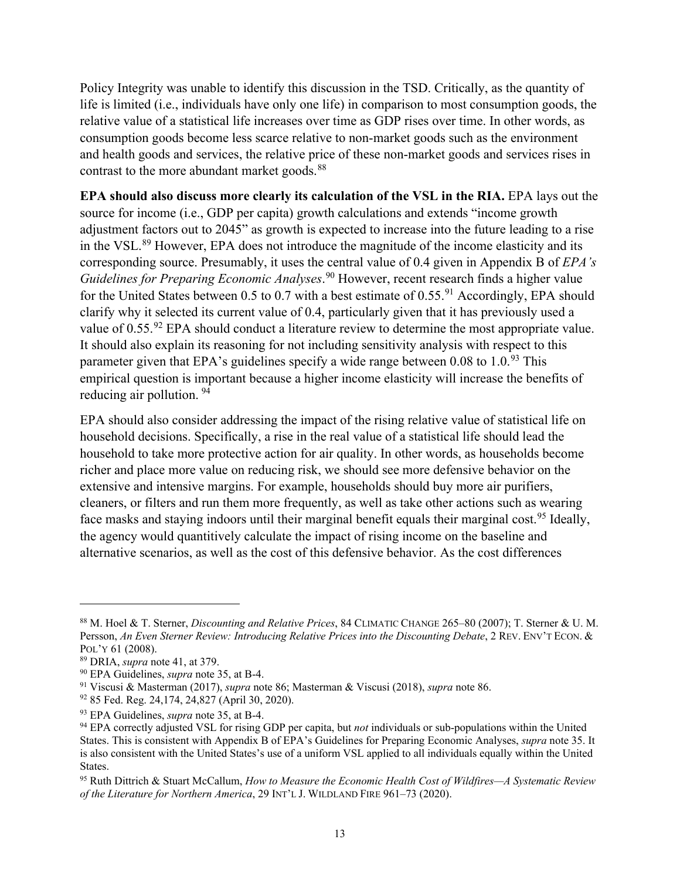Policy Integrity was unable to identify this discussion in the TSD. Critically, as the quantity of life is limited (i.e., individuals have only one life) in comparison to most consumption goods, the relative value of a statistical life increases over time as GDP rises over time. In other words, as consumption goods become less scarce relative to non-market goods such as the environment and health goods and services, the relative price of these non-market goods and services rises in contrast to the more abundant market goods.[88]

**EPA should also discuss more clearly its calculation of the VSL in the RIA.** EPA lays out the source for income (i.e., GDP per capita) growth calculations and extends "income growth adjustment factors out to 2045" as growth is expected to increase into the future leading to a rise in the VSL.[89] However, EPA does not introduce the magnitude of the income elasticity and its corresponding source. Presumably, it uses the central value of 0.4 given in Appendix B of *EPA's Guidelines for Preparing Economic Analyses*.[90] However, recent research finds a higher value for the United States between 0.5 to 0.7 with a best estimate of 0.55.[91] Accordingly, EPA should clarify why it selected its current value of 0.4, particularly given that it has previously used a value of 0.55.[92] EPA should conduct a literature review to determine the most appropriate value. It should also explain its reasoning for not including sensitivity analysis with respect to this parameter given that EPA's guidelines specify a wide range between 0.08 to 1.0.[93] This empirical question is important because a higher income elasticity will increase the benefits of reducing air pollution.[94]

EPA should also consider addressing the impact of the rising relative value of statistical life on household decisions. Specifically, a rise in the real value of a statistical life should lead the household to take more protective action for air quality. In other words, as households become richer and place more value on reducing risk, we should see more defensive behavior on the extensive and intensive margins. For example, households should buy more air purifiers, cleaners, or filters and run them more frequently, as well as take other actions such as wearing face masks and staying indoors until their marginal benefit equals their marginal cost.[95] Ideally, the agency would quantitively calculate the impact of rising income on the baseline and alternative scenarios, as well as the cost of this defensive behavior. As the cost differences

---

[88] M. Hoel & T. Sterner, *Discounting and Relative Prices*, 84 CLIMATIC CHANGE 265–80 (2007); T. Sterner & U. M. Persson, *An Even Sterner Review: Introducing Relative Prices into the Discounting Debate*, 2 REV. ENV'T ECON. & POL'Y 61 (2008).

[89] DRIA, *supra* note 41, at 379.

[90] EPA Guidelines, *supra* note 35, at B-4.

[91] Viscusi & Masterman (2017), *supra* note 86; Masterman & Viscusi (2018), *supra* note 86.

[92] 85 Fed. Reg. 24,174, 24,827 (April 30, 2020).

[93] EPA Guidelines, *supra* note 35, at B-4.

[94] EPA correctly adjusted VSL for rising GDP per capita, but *not* individuals or sub-populations within the United States. This is consistent with Appendix B of EPA's Guidelines for Preparing Economic Analyses, *supra* note 35. It is also consistent with the United States's use of a uniform VSL applied to all individuals equally within the United States.

[95] Ruth Dittrich & Stuart McCallum, *How to Measure the Economic Health Cost of Wildfires—A Systematic Review of the Literature for Northern America*, 29 INT'L J. WILDLAND FIRE 961–73 (2020).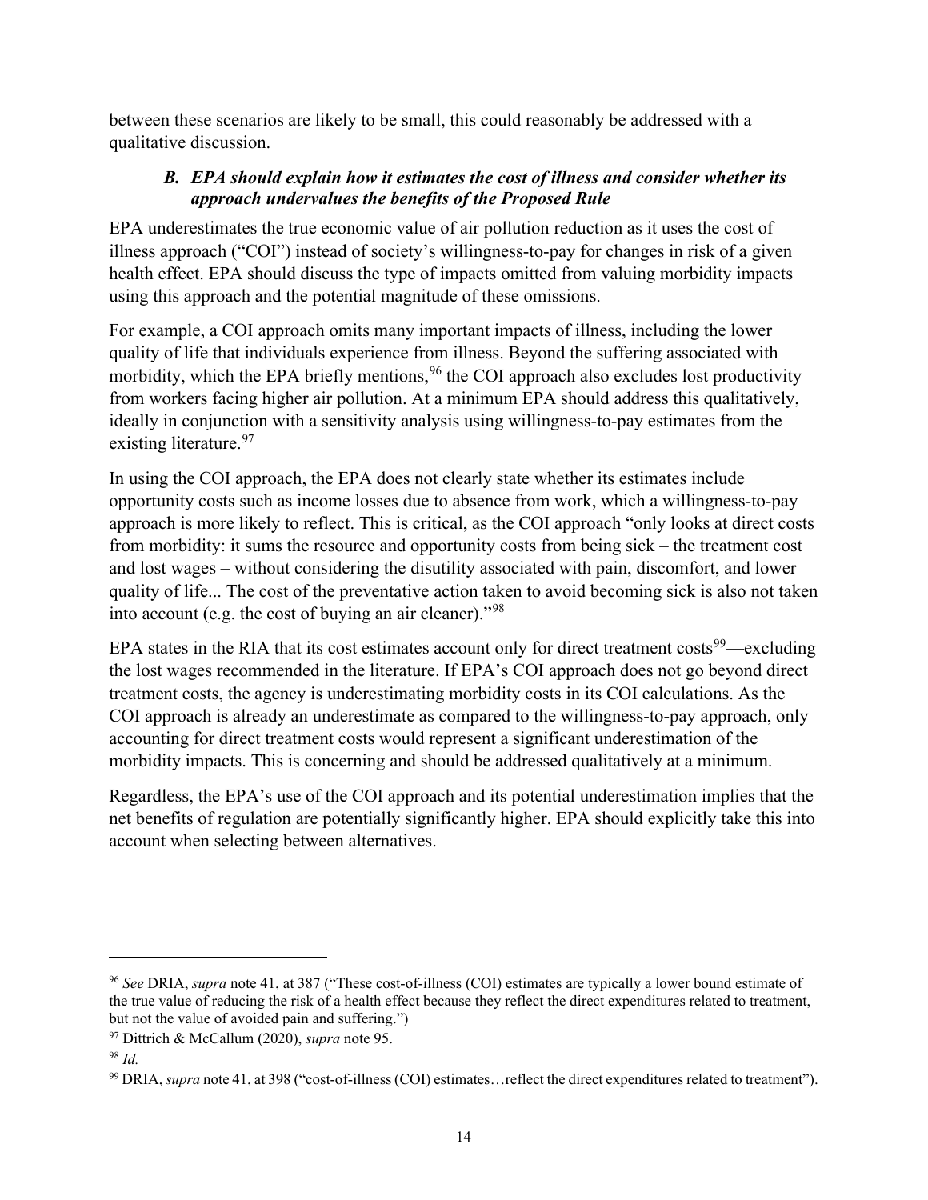between these scenarios are likely to be small, this could reasonably be addressed with a qualitative discussion.

### *B. EPA should explain how it estimates the cost of illness and consider whether its approach undervalues the benefits of the Proposed Rule*

EPA underestimates the true economic value of air pollution reduction as it uses the cost of illness approach ("COI") instead of society's willingness-to-pay for changes in risk of a given health effect. EPA should discuss the type of impacts omitted from valuing morbidity impacts using this approach and the potential magnitude of these omissions.

For example, a COI approach omits many important impacts of illness, including the lower quality of life that individuals experience from illness. Beyond the suffering associated with morbidity, which the EPA briefly mentions,[96] the COI approach also excludes lost productivity from workers facing higher air pollution. At a minimum EPA should address this qualitatively, ideally in conjunction with a sensitivity analysis using willingness-to-pay estimates from the existing literature.[97]

In using the COI approach, the EPA does not clearly state whether its estimates include opportunity costs such as income losses due to absence from work, which a willingness-to-pay approach is more likely to reflect. This is critical, as the COI approach "only looks at direct costs from morbidity: it sums the resource and opportunity costs from being sick – the treatment cost and lost wages – without considering the disutility associated with pain, discomfort, and lower quality of life... The cost of the preventative action taken to avoid becoming sick is also not taken into account (e.g. the cost of buying an air cleaner)."[98]

EPA states in the RIA that its cost estimates account only for direct treatment costs[99]—excluding the lost wages recommended in the literature. If EPA's COI approach does not go beyond direct treatment costs, the agency is underestimating morbidity costs in its COI calculations. As the COI approach is already an underestimate as compared to the willingness-to-pay approach, only accounting for direct treatment costs would represent a significant underestimation of the morbidity impacts. This is concerning and should be addressed qualitatively at a minimum.

Regardless, the EPA's use of the COI approach and its potential underestimation implies that the net benefits of regulation are potentially significantly higher. EPA should explicitly take this into account when selecting between alternatives.

---

[96] *See* DRIA, *supra* note 41, at 387 ("These cost-of-illness (COI) estimates are typically a lower bound estimate of the true value of reducing the risk of a health effect because they reflect the direct expenditures related to treatment, but not the value of avoided pain and suffering.")

[97] Dittrich & McCallum (2020), *supra* note 95.

[98] *Id.*

[99] DRIA, *supra* note 41, at 398 ("cost-of-illness (COI) estimates…reflect the direct expenditures related to treatment").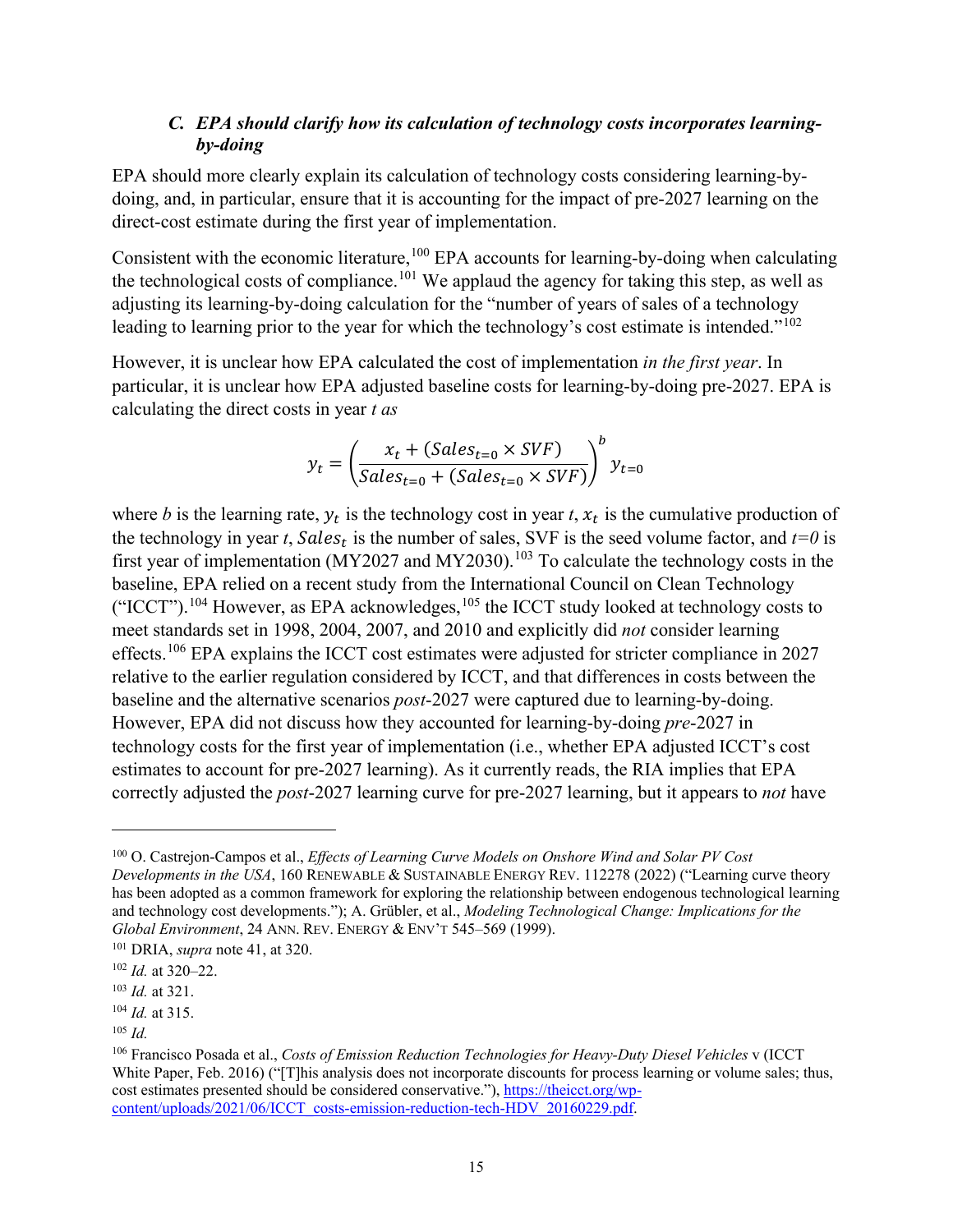### *C. EPA should clarify how its calculation of technology costs incorporates learning-by-doing*

EPA should more clearly explain its calculation of technology costs considering learning-by-doing, and, in particular, ensure that it is accounting for the impact of pre-2027 learning on the direct-cost estimate during the first year of implementation.

Consistent with the economic literature,[100] EPA accounts for learning-by-doing when calculating the technological costs of compliance.[101] We applaud the agency for taking this step, as well as adjusting its learning-by-doing calculation for the "number of years of sales of a technology leading to learning prior to the year for which the technology's cost estimate is intended."[102]

However, it is unclear how EPA calculated the cost of implementation *in the first year*. In particular, it is unclear how EPA adjusted baseline costs for learning-by-doing pre-2027. EPA is calculating the direct costs in year *t as*

$$y_t = \left( \frac{x_t + (Sales_{t=0} \times SVF)}{Sales_{t=0} + (Sales_{t=0} \times SVF)} \right)^b y_{t=0}$$

where *b* is the learning rate, $y_t$ is the technology cost in year *t*, $x_t$ is the cumulative production of the technology in year *t*, $Sales_t$ is the number of sales, SVF is the seed volume factor, and *t=0* is first year of implementation (MY2027 and MY2030).[103] To calculate the technology costs in the baseline, EPA relied on a recent study from the International Council on Clean Technology ("ICCT").[104] However, as EPA acknowledges,[105] the ICCT study looked at technology costs to meet standards set in 1998, 2004, 2007, and 2010 and explicitly did *not* consider learning effects.[106] EPA explains the ICCT cost estimates were adjusted for stricter compliance in 2027 relative to the earlier regulation considered by ICCT, and that differences in costs between the baseline and the alternative scenarios *post*-2027 were captured due to learning-by-doing. However, EPA did not discuss how they accounted for learning-by-doing *pre*-2027 in technology costs for the first year of implementation (i.e., whether EPA adjusted ICCT's cost estimates to account for pre-2027 learning). As it currently reads, the RIA implies that EPA correctly adjusted the *post*-2027 learning curve for pre-2027 learning, but it appears to *not* have

---

[100] O. Castrejon-Campos et al., *Effects of Learning Curve Models on Onshore Wind and Solar PV Cost Developments in the USA*, 160 RENEWABLE & SUSTAINABLE ENERGY REV. 112278 (2022) ("Learning curve theory has been adopted as a common framework for exploring the relationship between endogenous technological learning and technology cost developments."); A. Grübler, et al., *Modeling Technological Change: Implications for the Global Environment*, 24 ANN. REV. ENERGY & ENV'T 545–569 (1999).

[101] DRIA, *supra* note 41, at 320.

[102] *Id.* at 320–22.

[103] *Id.* at 321.

[104] *Id.* at 315.

[105] *Id.*

[106] Francisco Posada et al., *Costs of Emission Reduction Technologies for Heavy-Duty Diesel Vehicles* v (ICCT White Paper, Feb. 2016) ("[T]his analysis does not incorporate discounts for process learning or volume sales; thus, cost estimates presented should be considered conservative."), https://theicct.org/wp-content/uploads/2021/06/ICCT_costs-emission-reduction-tech-HDV_20160229.pdf.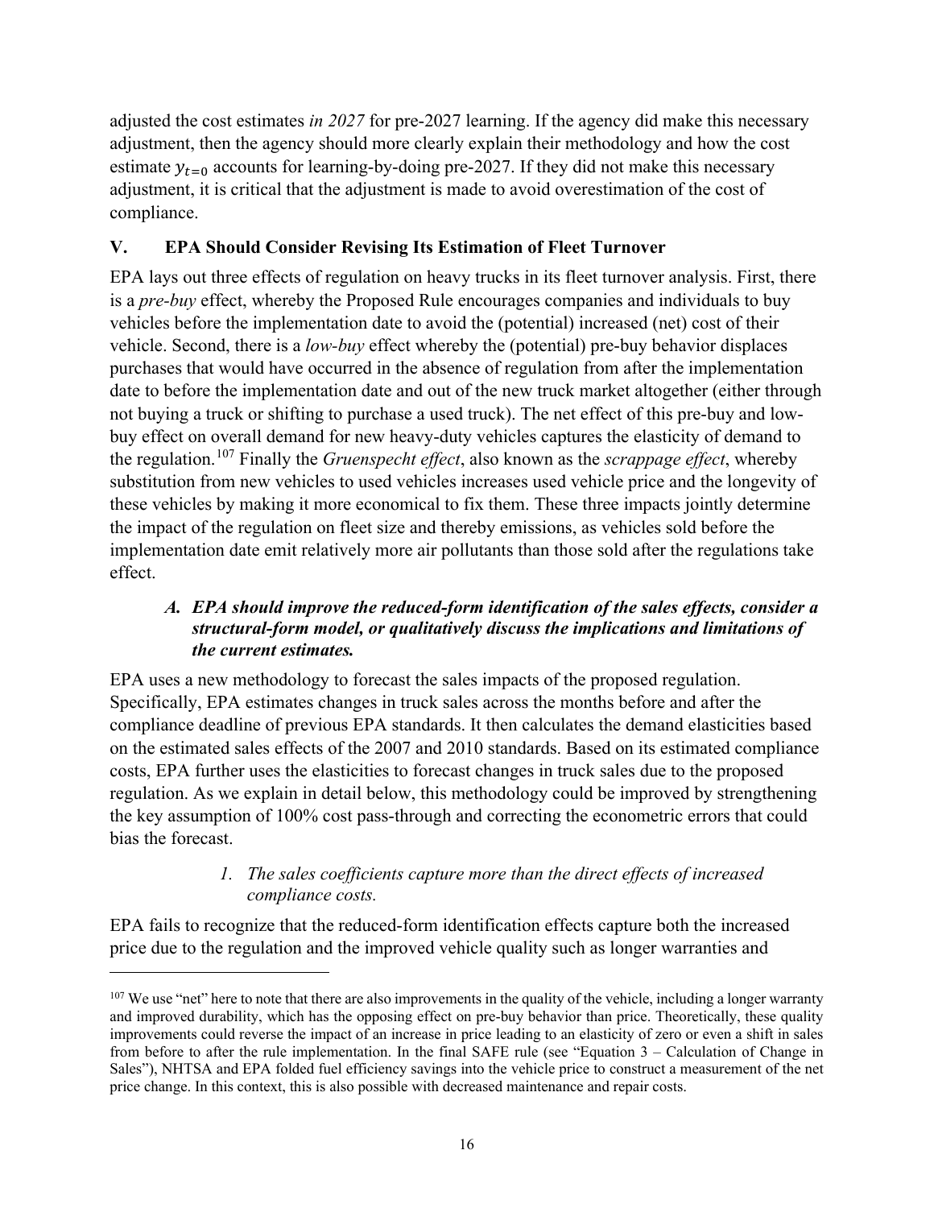adjusted the cost estimates *in 2027* for pre-2027 learning. If the agency did make this necessary adjustment, then the agency should more clearly explain their methodology and how the cost estimate $y_{t=0}$ accounts for learning-by-doing pre-2027. If they did not make this necessary adjustment, it is critical that the adjustment is made to avoid overestimation of the cost of compliance.

## V. EPA Should Consider Revising Its Estimation of Fleet Turnover

EPA lays out three effects of regulation on heavy trucks in its fleet turnover analysis. First, there is a *pre-buy* effect, whereby the Proposed Rule encourages companies and individuals to buy vehicles before the implementation date to avoid the (potential) increased (net) cost of their vehicle. Second, there is a *low-buy* effect whereby the (potential) pre-buy behavior displaces purchases that would have occurred in the absence of regulation from after the implementation date to before the implementation date and out of the new truck market altogether (either through not buying a truck or shifting to purchase a used truck). The net effect of this pre-buy and low-buy effect on overall demand for new heavy-duty vehicles captures the elasticity of demand to the regulation.[107] Finally the *Gruenspecht effect*, also known as the *scrappage effect*, whereby substitution from new vehicles to used vehicles increases used vehicle price and the longevity of these vehicles by making it more economical to fix them. These three impacts jointly determine the impact of the regulation on fleet size and thereby emissions, as vehicles sold before the implementation date emit relatively more air pollutants than those sold after the regulations take effect.

### *A. EPA should improve the reduced-form identification of the sales effects, consider a structural-form model, or qualitatively discuss the implications and limitations of the current estimates.*

EPA uses a new methodology to forecast the sales impacts of the proposed regulation. Specifically, EPA estimates changes in truck sales across the months before and after the compliance deadline of previous EPA standards. It then calculates the demand elasticities based on the estimated sales effects of the 2007 and 2010 standards. Based on its estimated compliance costs, EPA further uses the elasticities to forecast changes in truck sales due to the proposed regulation. As we explain in detail below, this methodology could be improved by strengthening the key assumption of 100% cost pass-through and correcting the econometric errors that could bias the forecast.

#### *1. The sales coefficients capture more than the direct effects of increased compliance costs.*

EPA fails to recognize that the reduced-form identification effects capture both the increased price due to the regulation and the improved vehicle quality such as longer warranties and

---

[107] We use "net" here to note that there are also improvements in the quality of the vehicle, including a longer warranty and improved durability, which has the opposing effect on pre-buy behavior than price. Theoretically, these quality improvements could reverse the impact of an increase in price leading to an elasticity of zero or even a shift in sales from before to after the rule implementation. In the final SAFE rule (see "Equation 3 – Calculation of Change in Sales"), NHTSA and EPA folded fuel efficiency savings into the vehicle price to construct a measurement of the net price change. In this context, this is also possible with decreased maintenance and repair costs.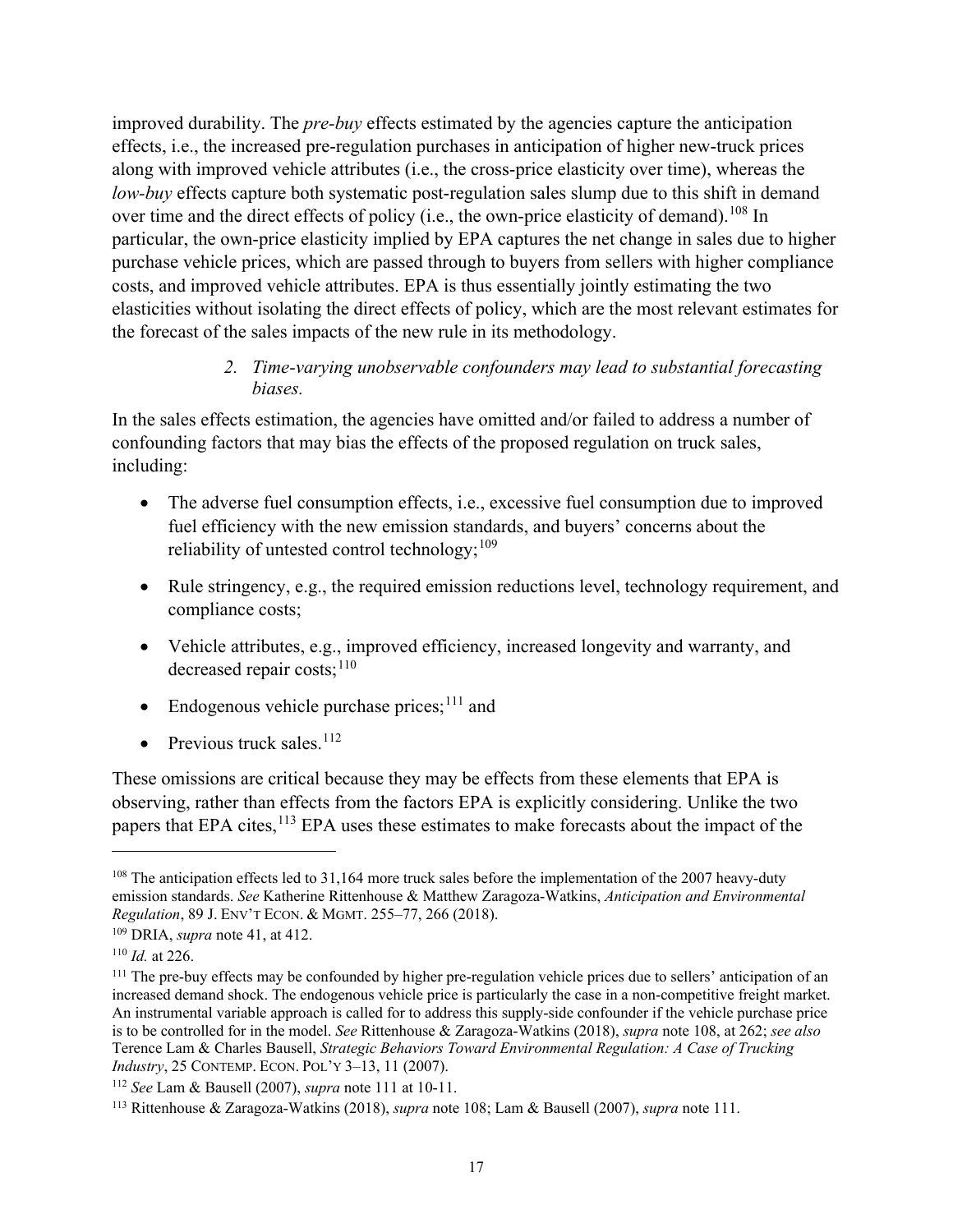improved durability. The *pre-buy* effects estimated by the agencies capture the anticipation effects, i.e., the increased pre-regulation purchases in anticipation of higher new-truck prices along with improved vehicle attributes (i.e., the cross-price elasticity over time), whereas the *low-buy* effects capture both systematic post-regulation sales slump due to this shift in demand over time and the direct effects of policy (i.e., the own-price elasticity of demand).[108] In particular, the own-price elasticity implied by EPA captures the net change in sales due to higher purchase vehicle prices, which are passed through to buyers from sellers with higher compliance costs, and improved vehicle attributes. EPA is thus essentially jointly estimating the two elasticities without isolating the direct effects of policy, which are the most relevant estimates for the forecast of the sales impacts of the new rule in its methodology.

### 2. *Time-varying unobservable confounders may lead to substantial forecasting biases.*

In the sales effects estimation, the agencies have omitted and/or failed to address a number of confounding factors that may bias the effects of the proposed regulation on truck sales, including:

- The adverse fuel consumption effects, i.e., excessive fuel consumption due to improved fuel efficiency with the new emission standards, and buyers' concerns about the reliability of untested control technology;[109]
- Rule stringency, e.g., the required emission reductions level, technology requirement, and compliance costs;
- Vehicle attributes, e.g., improved efficiency, increased longevity and warranty, and decreased repair costs;[110]
- Endogenous vehicle purchase prices;[111] and
- Previous truck sales.[112]

These omissions are critical because they may be effects from these elements that EPA is observing, rather than effects from the factors EPA is explicitly considering. Unlike the two papers that EPA cites,[113] EPA uses these estimates to make forecasts about the impact of the

---

[108] The anticipation effects led to 31,164 more truck sales before the implementation of the 2007 heavy-duty emission standards. *See* Katherine Rittenhouse & Matthew Zaragoza-Watkins, *Anticipation and Environmental Regulation*, 89 J. ENV'T ECON. & MGMT. 255–77, 266 (2018).

[109] DRIA, *supra* note 41, at 412.

[110] *Id.* at 226.

[111] The pre-buy effects may be confounded by higher pre-regulation vehicle prices due to sellers' anticipation of an increased demand shock. The endogenous vehicle price is particularly the case in a non-competitive freight market. An instrumental variable approach is called for to address this supply-side confounder if the vehicle purchase price is to be controlled for in the model. *See* Rittenhouse & Zaragoza-Watkins (2018), *supra* note 108, at 262; *see also* Terence Lam & Charles Bausell, *Strategic Behaviors Toward Environmental Regulation: A Case of Trucking Industry*, 25 CONTEMP. ECON. POL'Y 3–13, 11 (2007).

[112] *See* Lam & Bausell (2007), *supra* note 111 at 10-11.

[113] Rittenhouse & Zaragoza-Watkins (2018), *supra* note 108; Lam & Bausell (2007), *supra* note 111.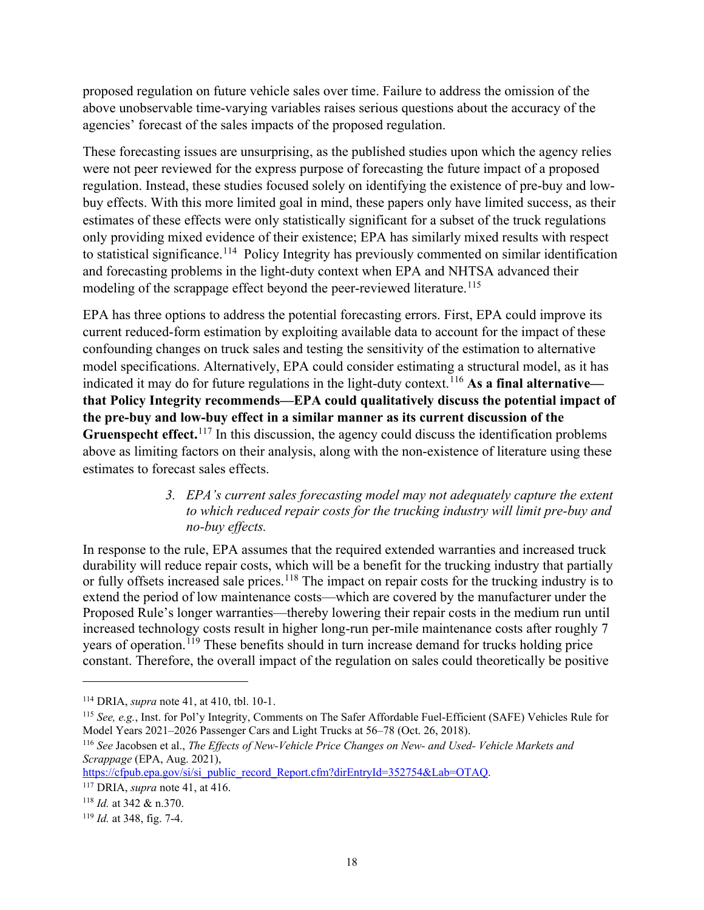proposed regulation on future vehicle sales over time. Failure to address the omission of the above unobservable time-varying variables raises serious questions about the accuracy of the agencies' forecast of the sales impacts of the proposed regulation.

These forecasting issues are unsurprising, as the published studies upon which the agency relies were not peer reviewed for the express purpose of forecasting the future impact of a proposed regulation. Instead, these studies focused solely on identifying the existence of pre-buy and low-buy effects. With this more limited goal in mind, these papers only have limited success, as their estimates of these effects were only statistically significant for a subset of the truck regulations only providing mixed evidence of their existence; EPA has similarly mixed results with respect to statistical significance.[114] Policy Integrity has previously commented on similar identification and forecasting problems in the light-duty context when EPA and NHTSA advanced their modeling of the scrappage effect beyond the peer-reviewed literature.[115]

EPA has three options to address the potential forecasting errors. First, EPA could improve its current reduced-form estimation by exploiting available data to account for the impact of these confounding changes on truck sales and testing the sensitivity of the estimation to alternative model specifications. Alternatively, EPA could consider estimating a structural model, as it has indicated it may do for future regulations in the light-duty context.[116] **As a final alternative—that Policy Integrity recommends—EPA could qualitatively discuss the potential impact of the pre-buy and low-buy effect in a similar manner as its current discussion of the Gruenspecht effect.**[117] In this discussion, the agency could discuss the identification problems above as limiting factors on their analysis, along with the non-existence of literature using these estimates to forecast sales effects.

### *3. EPA's current sales forecasting model may not adequately capture the extent to which reduced repair costs for the trucking industry will limit pre-buy and no-buy effects.*

In response to the rule, EPA assumes that the required extended warranties and increased truck durability will reduce repair costs, which will be a benefit for the trucking industry that partially or fully offsets increased sale prices.[118] The impact on repair costs for the trucking industry is to extend the period of low maintenance costs—which are covered by the manufacturer under the Proposed Rule's longer warranties—thereby lowering their repair costs in the medium run until increased technology costs result in higher long-run per-mile maintenance costs after roughly 7 years of operation.[119] These benefits should in turn increase demand for trucks holding price constant. Therefore, the overall impact of the regulation on sales could theoretically be positive

---

[114] DRIA, *supra* note 41, at 410, tbl. 10-1.

[115] *See, e.g.*, Inst. for Pol'y Integrity, Comments on The Safer Affordable Fuel-Efficient (SAFE) Vehicles Rule for Model Years 2021–2026 Passenger Cars and Light Trucks at 56–78 (Oct. 26, 2018).

[116] *See* Jacobsen et al., *The Effects of New-Vehicle Price Changes on New- and Used- Vehicle Markets and Scrappage* (EPA, Aug. 2021), https://cfpub.epa.gov/si/si_public_record_Report.cfm?dirEntryId=352754&Lab=OTAQ.

[117] DRIA, *supra* note 41, at 416.

[118] *Id.* at 342 & n.370.

[119] *Id.* at 348, fig. 7-4.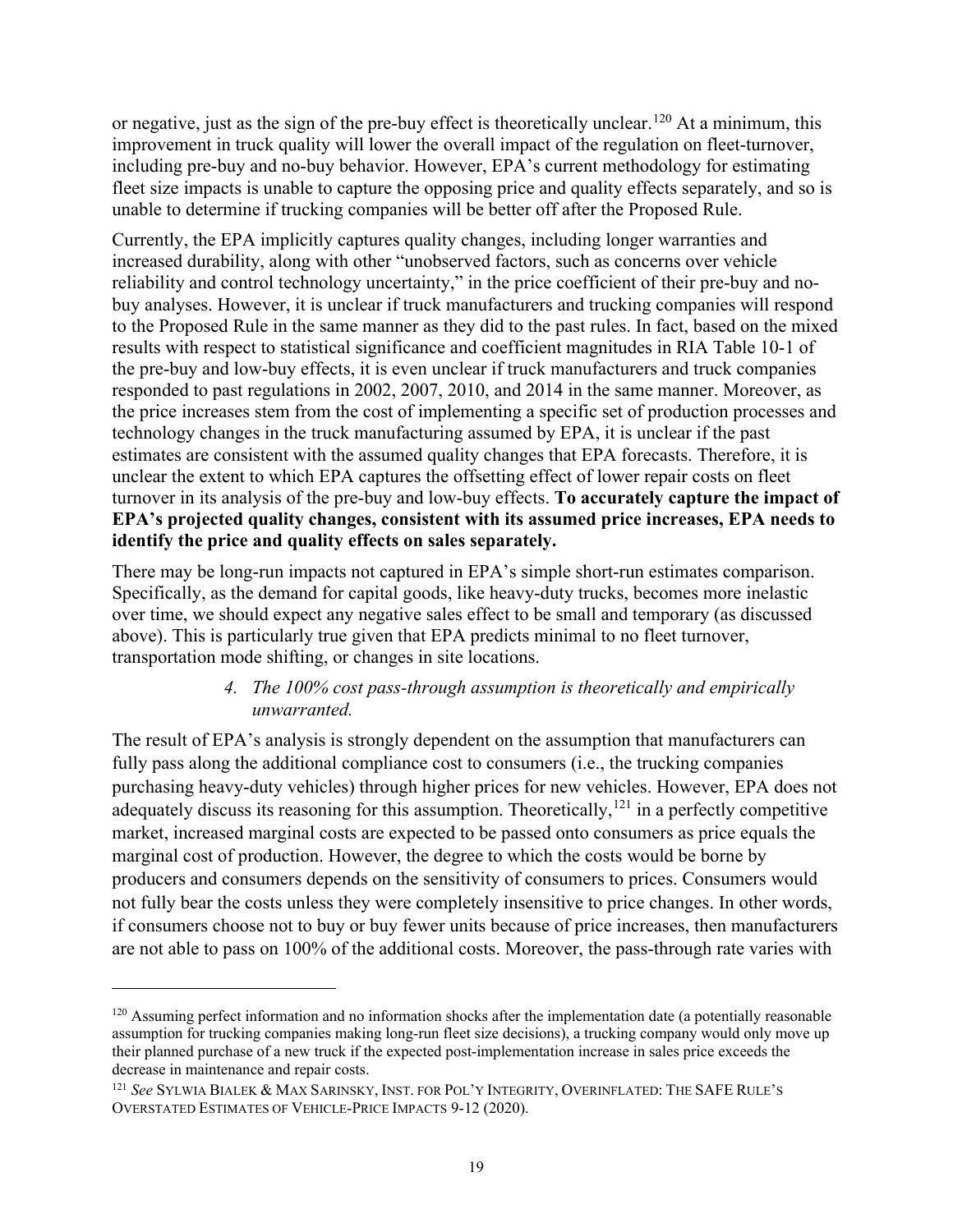or negative, just as the sign of the pre-buy effect is theoretically unclear.[120] At a minimum, this improvement in truck quality will lower the overall impact of the regulation on fleet-turnover, including pre-buy and no-buy behavior. However, EPA's current methodology for estimating fleet size impacts is unable to capture the opposing price and quality effects separately, and so is unable to determine if trucking companies will be better off after the Proposed Rule.

Currently, the EPA implicitly captures quality changes, including longer warranties and increased durability, along with other "unobserved factors, such as concerns over vehicle reliability and control technology uncertainty," in the price coefficient of their pre-buy and no-buy analyses. However, it is unclear if truck manufacturers and trucking companies will respond to the Proposed Rule in the same manner as they did to the past rules. In fact, based on the mixed results with respect to statistical significance and coefficient magnitudes in RIA Table 10-1 of the pre-buy and low-buy effects, it is even unclear if truck manufacturers and truck companies responded to past regulations in 2002, 2007, 2010, and 2014 in the same manner. Moreover, as the price increases stem from the cost of implementing a specific set of production processes and technology changes in the truck manufacturing assumed by EPA, it is unclear if the past estimates are consistent with the assumed quality changes that EPA forecasts. Therefore, it is unclear the extent to which EPA captures the offsetting effect of lower repair costs on fleet turnover in its analysis of the pre-buy and low-buy effects. **To accurately capture the impact of EPA's projected quality changes, consistent with its assumed price increases, EPA needs to identify the price and quality effects on sales separately.**

There may be long-run impacts not captured in EPA's simple short-run estimates comparison. Specifically, as the demand for capital goods, like heavy-duty trucks, becomes more inelastic over time, we should expect any negative sales effect to be small and temporary (as discussed above). This is particularly true given that EPA predicts minimal to no fleet turnover, transportation mode shifting, or changes in site locations.

*4. The 100% cost pass-through assumption is theoretically and empirically unwarranted.*

The result of EPA's analysis is strongly dependent on the assumption that manufacturers can fully pass along the additional compliance cost to consumers (i.e., the trucking companies purchasing heavy-duty vehicles) through higher prices for new vehicles. However, EPA does not adequately discuss its reasoning for this assumption. Theoretically,[121] in a perfectly competitive market, increased marginal costs are expected to be passed onto consumers as price equals the marginal cost of production. However, the degree to which the costs would be borne by producers and consumers depends on the sensitivity of consumers to prices. Consumers would not fully bear the costs unless they were completely insensitive to price changes. In other words, if consumers choose not to buy or buy fewer units because of price increases, then manufacturers are not able to pass on 100% of the additional costs. Moreover, the pass-through rate varies with

---

[120] Assuming perfect information and no information shocks after the implementation date (a potentially reasonable assumption for trucking companies making long-run fleet size decisions), a trucking company would only move up their planned purchase of a new truck if the expected post-implementation increase in sales price exceeds the decrease in maintenance and repair costs.

[121] *See* SYLWIA BIALEK & MAX SARINSKY, INST. FOR POL'Y INTEGRITY, OVERINFLATED: THE SAFE RULE'S OVERSTATED ESTIMATES OF VEHICLE-PRICE IMPACTS 9-12 (2020).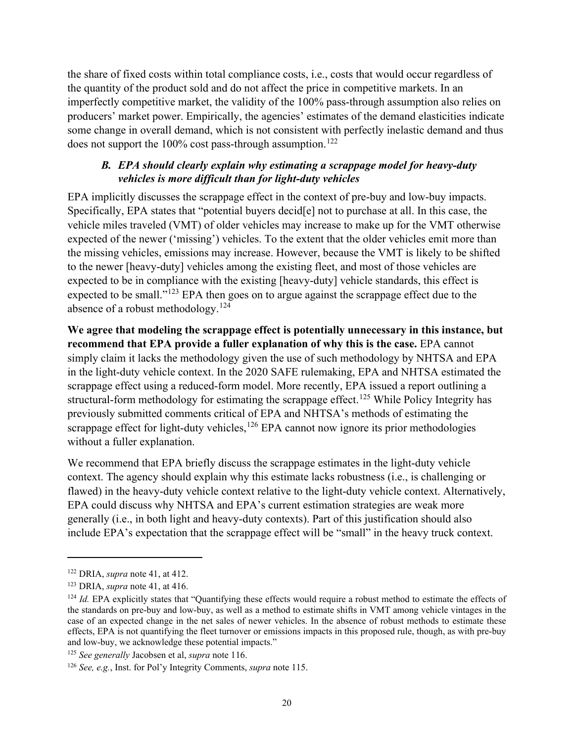the share of fixed costs within total compliance costs, i.e., costs that would occur regardless of the quantity of the product sold and do not affect the price in competitive markets. In an imperfectly competitive market, the validity of the 100% pass-through assumption also relies on producers' market power. Empirically, the agencies' estimates of the demand elasticities indicate some change in overall demand, which is not consistent with perfectly inelastic demand and thus does not support the 100% cost pass-through assumption.[122]

### *B. EPA should clearly explain why estimating a scrappage model for heavy-duty vehicles is more difficult than for light-duty vehicles*

EPA implicitly discusses the scrappage effect in the context of pre-buy and low-buy impacts. Specifically, EPA states that "potential buyers decid[e] not to purchase at all. In this case, the vehicle miles traveled (VMT) of older vehicles may increase to make up for the VMT otherwise expected of the newer ('missing') vehicles. To the extent that the older vehicles emit more than the missing vehicles, emissions may increase. However, because the VMT is likely to be shifted to the newer [heavy-duty] vehicles among the existing fleet, and most of those vehicles are expected to be in compliance with the existing [heavy-duty] vehicle standards, this effect is expected to be small."[123] EPA then goes on to argue against the scrappage effect due to the absence of a robust methodology.[124]

**We agree that modeling the scrappage effect is potentially unnecessary in this instance, but recommend that EPA provide a fuller explanation of why this is the case.** EPA cannot simply claim it lacks the methodology given the use of such methodology by NHTSA and EPA in the light-duty vehicle context. In the 2020 SAFE rulemaking, EPA and NHTSA estimated the scrappage effect using a reduced-form model. More recently, EPA issued a report outlining a structural-form methodology for estimating the scrappage effect.[125] While Policy Integrity has previously submitted comments critical of EPA and NHTSA's methods of estimating the scrappage effect for light-duty vehicles,[126] EPA cannot now ignore its prior methodologies without a fuller explanation.

We recommend that EPA briefly discuss the scrappage estimates in the light-duty vehicle context. The agency should explain why this estimate lacks robustness (i.e., is challenging or flawed) in the heavy-duty vehicle context relative to the light-duty vehicle context. Alternatively, EPA could discuss why NHTSA and EPA's current estimation strategies are weak more generally (i.e., in both light and heavy-duty contexts). Part of this justification should also include EPA's expectation that the scrappage effect will be "small" in the heavy truck context.

---

[122] DRIA, *supra* note 41, at 412.

[123] DRIA, *supra* note 41, at 416.

[124] *Id.* EPA explicitly states that "Quantifying these effects would require a robust method to estimate the effects of the standards on pre-buy and low-buy, as well as a method to estimate shifts in VMT among vehicle vintages in the case of an expected change in the net sales of newer vehicles. In the absence of robust methods to estimate these effects, EPA is not quantifying the fleet turnover or emissions impacts in this proposed rule, though, as with pre-buy and low-buy, we acknowledge these potential impacts."

[125] *See generally* Jacobsen et al, *supra* note 116.

[126] *See, e.g.*, Inst. for Pol'y Integrity Comments, *supra* note 115.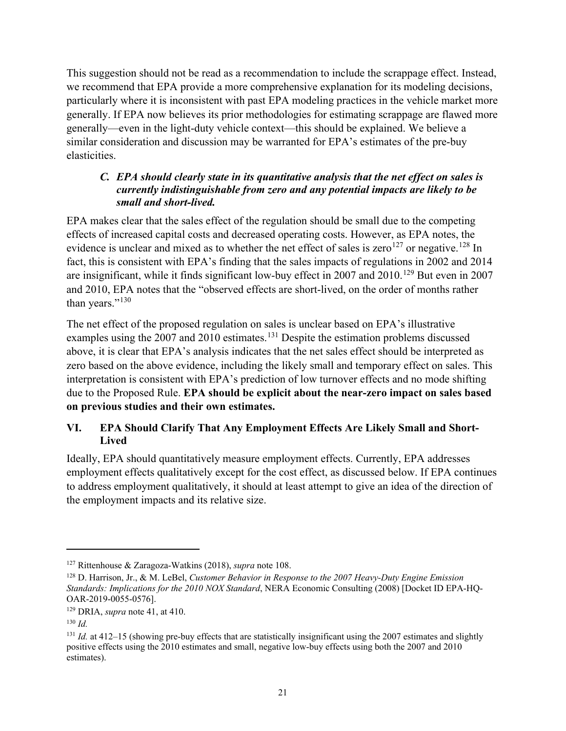This suggestion should not be read as a recommendation to include the scrappage effect. Instead, we recommend that EPA provide a more comprehensive explanation for its modeling decisions, particularly where it is inconsistent with past EPA modeling practices in the vehicle market more generally. If EPA now believes its prior methodologies for estimating scrappage are flawed more generally—even in the light-duty vehicle context—this should be explained. We believe a similar consideration and discussion may be warranted for EPA's estimates of the pre-buy elasticities.

### *C. EPA should clearly state in its quantitative analysis that the net effect on sales is currently indistinguishable from zero and any potential impacts are likely to be small and short-lived.*

EPA makes clear that the sales effect of the regulation should be small due to the competing effects of increased capital costs and decreased operating costs. However, as EPA notes, the evidence is unclear and mixed as to whether the net effect of sales is zero[127] or negative.[128] In fact, this is consistent with EPA's finding that the sales impacts of regulations in 2002 and 2014 are insignificant, while it finds significant low-buy effect in 2007 and 2010.[129] But even in 2007 and 2010, EPA notes that the "observed effects are short-lived, on the order of months rather than years."[130]

The net effect of the proposed regulation on sales is unclear based on EPA's illustrative examples using the 2007 and 2010 estimates.[131] Despite the estimation problems discussed above, it is clear that EPA's analysis indicates that the net sales effect should be interpreted as zero based on the above evidence, including the likely small and temporary effect on sales. This interpretation is consistent with EPA's prediction of low turnover effects and no mode shifting due to the Proposed Rule. **EPA should be explicit about the near-zero impact on sales based on previous studies and their own estimates.**

## VI. EPA Should Clarify That Any Employment Effects Are Likely Small and Short-Lived

Ideally, EPA should quantitatively measure employment effects. Currently, EPA addresses employment effects qualitatively except for the cost effect, as discussed below. If EPA continues to address employment qualitatively, it should at least attempt to give an idea of the direction of the employment impacts and its relative size.

---

[127] Rittenhouse & Zaragoza-Watkins (2018), *supra* note 108.

[128] D. Harrison, Jr., & M. LeBel, *Customer Behavior in Response to the 2007 Heavy-Duty Engine Emission Standards: Implications for the 2010 NOX Standard*, NERA Economic Consulting (2008) [Docket ID EPA-HQ-OAR-2019-0055-0576].

[129] DRIA, *supra* note 41, at 410.

[130] *Id.*

[131] *Id.* at 412–15 (showing pre-buy effects that are statistically insignificant using the 2007 estimates and slightly positive effects using the 2010 estimates and small, negative low-buy effects using both the 2007 and 2010 estimates).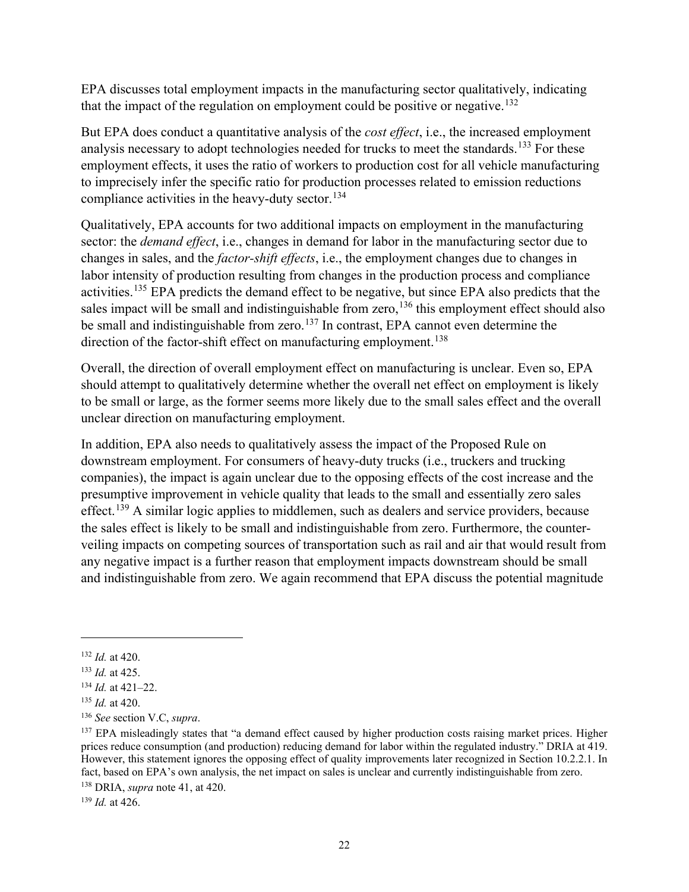EPA discusses total employment impacts in the manufacturing sector qualitatively, indicating that the impact of the regulation on employment could be positive or negative.[132]

But EPA does conduct a quantitative analysis of the *cost effect*, i.e., the increased employment analysis necessary to adopt technologies needed for trucks to meet the standards.[133] For these employment effects, it uses the ratio of workers to production cost for all vehicle manufacturing to imprecisely infer the specific ratio for production processes related to emission reductions compliance activities in the heavy-duty sector.[134]

Qualitatively, EPA accounts for two additional impacts on employment in the manufacturing sector: the *demand effect*, i.e., changes in demand for labor in the manufacturing sector due to changes in sales, and the *factor-shift effects*, i.e., the employment changes due to changes in labor intensity of production resulting from changes in the production process and compliance activities.[135] EPA predicts the demand effect to be negative, but since EPA also predicts that the sales impact will be small and indistinguishable from zero,[136] this employment effect should also be small and indistinguishable from zero.[137] In contrast, EPA cannot even determine the direction of the factor-shift effect on manufacturing employment.[138]

Overall, the direction of overall employment effect on manufacturing is unclear. Even so, EPA should attempt to qualitatively determine whether the overall net effect on employment is likely to be small or large, as the former seems more likely due to the small sales effect and the overall unclear direction on manufacturing employment.

In addition, EPA also needs to qualitatively assess the impact of the Proposed Rule on downstream employment. For consumers of heavy-duty trucks (i.e., truckers and trucking companies), the impact is again unclear due to the opposing effects of the cost increase and the presumptive improvement in vehicle quality that leads to the small and essentially zero sales effect.[139] A similar logic applies to middlemen, such as dealers and service providers, because the sales effect is likely to be small and indistinguishable from zero. Furthermore, the counter-veiling impacts on competing sources of transportation such as rail and air that would result from any negative impact is a further reason that employment impacts downstream should be small and indistinguishable from zero. We again recommend that EPA discuss the potential magnitude

---

[132] *Id.* at 420.

[133] *Id.* at 425.

[134] *Id.* at 421–22.

[135] *Id.* at 420.

[136] *See* section V.C, *supra*.

[137] EPA misleadingly states that "a demand effect caused by higher production costs raising market prices. Higher prices reduce consumption (and production) reducing demand for labor within the regulated industry." DRIA at 419. However, this statement ignores the opposing effect of quality improvements later recognized in Section 10.2.2.1. In fact, based on EPA's own analysis, the net impact on sales is unclear and currently indistinguishable from zero.

[138] DRIA, *supra* note 41, at 420.

[139] *Id.* at 426.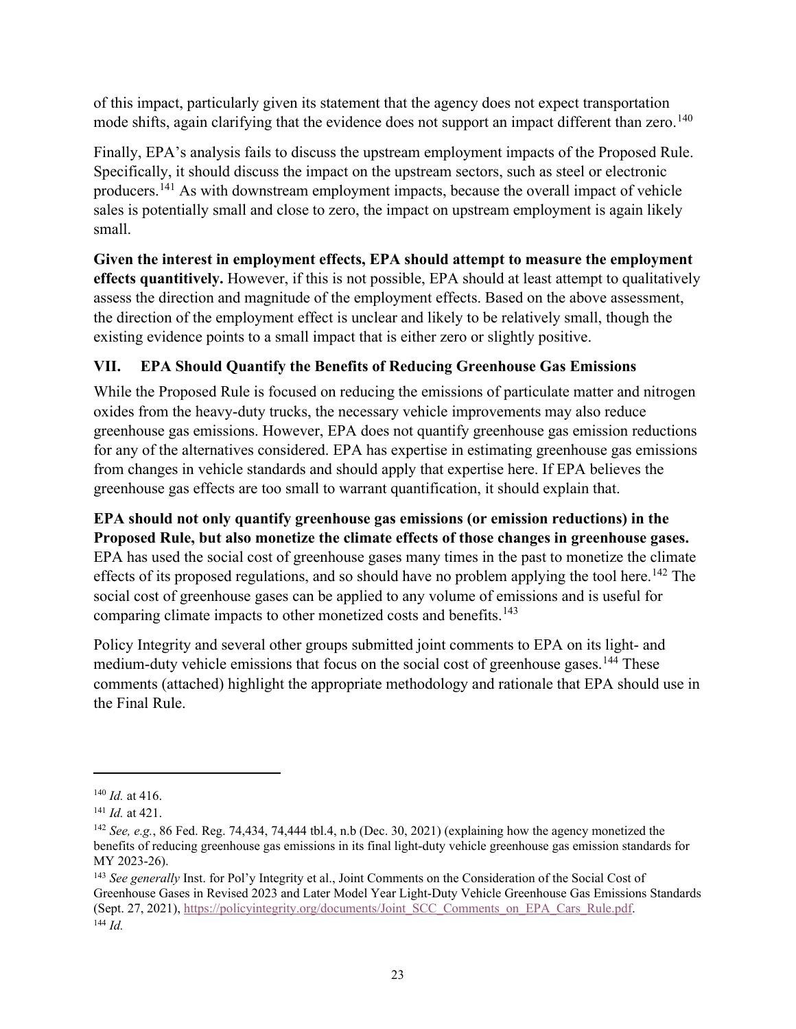of this impact, particularly given its statement that the agency does not expect transportation mode shifts, again clarifying that the evidence does not support an impact different than zero.[140]

Finally, EPA's analysis fails to discuss the upstream employment impacts of the Proposed Rule. Specifically, it should discuss the impact on the upstream sectors, such as steel or electronic producers.[141] As with downstream employment impacts, because the overall impact of vehicle sales is potentially small and close to zero, the impact on upstream employment is again likely small.

**Given the interest in employment effects, EPA should attempt to measure the employment effects quantitively.** However, if this is not possible, EPA should at least attempt to qualitatively assess the direction and magnitude of the employment effects. Based on the above assessment, the direction of the employment effect is unclear and likely to be relatively small, though the existing evidence points to a small impact that is either zero or slightly positive.

## VII. EPA Should Quantify the Benefits of Reducing Greenhouse Gas Emissions

While the Proposed Rule is focused on reducing the emissions of particulate matter and nitrogen oxides from the heavy-duty trucks, the necessary vehicle improvements may also reduce greenhouse gas emissions. However, EPA does not quantify greenhouse gas emission reductions for any of the alternatives considered. EPA has expertise in estimating greenhouse gas emissions from changes in vehicle standards and should apply that expertise here. If EPA believes the greenhouse gas effects are too small to warrant quantification, it should explain that.

**EPA should not only quantify greenhouse gas emissions (or emission reductions) in the Proposed Rule, but also monetize the climate effects of those changes in greenhouse gases.** EPA has used the social cost of greenhouse gases many times in the past to monetize the climate effects of its proposed regulations, and so should have no problem applying the tool here.[142] The social cost of greenhouse gases can be applied to any volume of emissions and is useful for comparing climate impacts to other monetized costs and benefits.[143]

Policy Integrity and several other groups submitted joint comments to EPA on its light- and medium-duty vehicle emissions that focus on the social cost of greenhouse gases.[144] These comments (attached) highlight the appropriate methodology and rationale that EPA should use in the Final Rule.

---

[140] *Id.* at 416.

[141] *Id.* at 421.

[142] *See, e.g.*, 86 Fed. Reg. 74,434, 74,444 tbl.4, n.b (Dec. 30, 2021) (explaining how the agency monetized the benefits of reducing greenhouse gas emissions in its final light-duty vehicle greenhouse gas emission standards for MY 2023-26).

[143] *See generally* Inst. for Pol'y Integrity et al., Joint Comments on the Consideration of the Social Cost of Greenhouse Gases in Revised 2023 and Later Model Year Light-Duty Vehicle Greenhouse Gas Emissions Standards (Sept. 27, 2021), https://policyintegrity.org/documents/Joint_SCC_Comments_on_EPA_Cars_Rule.pdf.

[144] *Id.*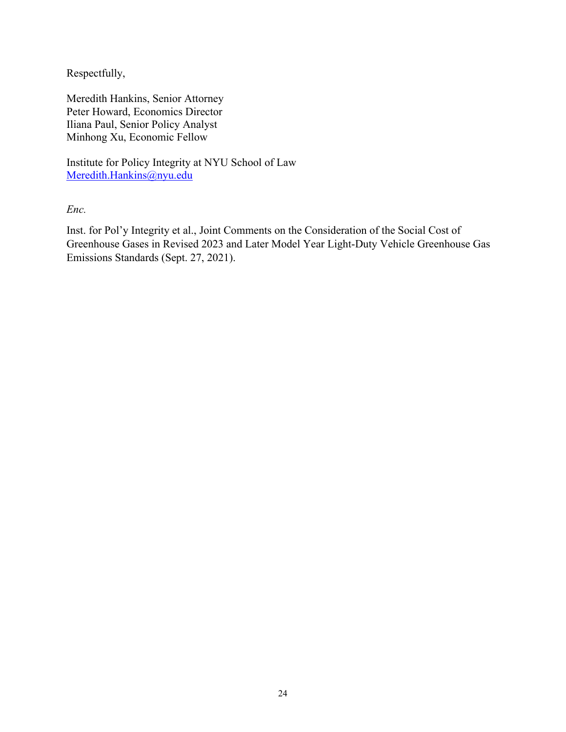Respectfully,

Meredith Hankins, Senior Attorney  
Peter Howard, Economics Director  
Iliana Paul, Senior Policy Analyst  
Minhong Xu, Economic Fellow

Institute for Policy Integrity at NYU School of Law  
Meredith.Hankins@nyu.edu

*Enc.*

Inst. for Pol'y Integrity et al., Joint Comments on the Consideration of the Social Cost of Greenhouse Gases in Revised 2023 and Later Model Year Light-Duty Vehicle Greenhouse Gas Emissions Standards (Sept. 27, 2021).